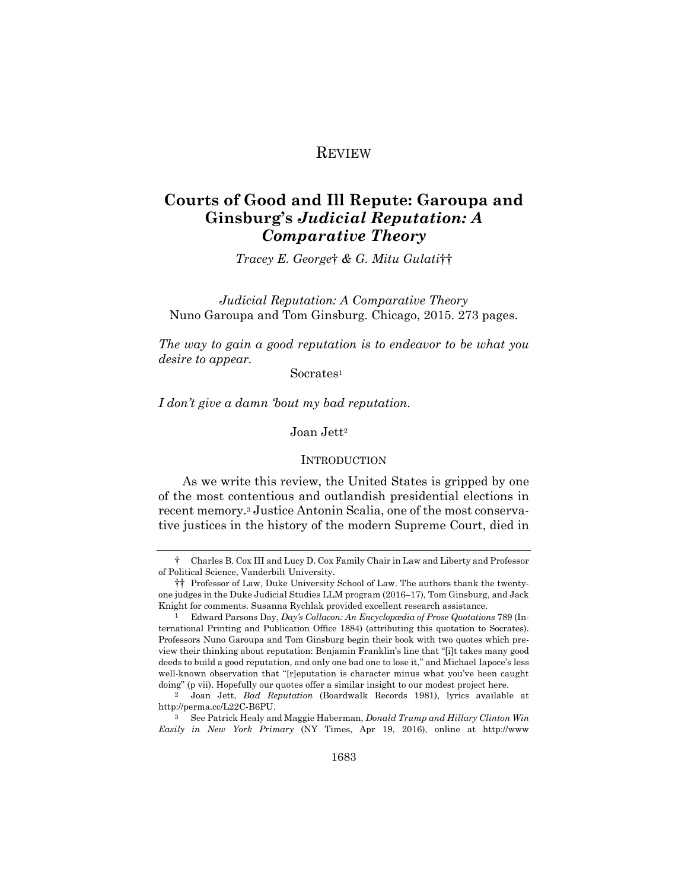# REVIEW

## Courts of Good and Ill Repute: Garoupa and Ginsburg's *Judicial Reputation: A Comparative Theory*

*Tracey E. George† & G. Mitu Gulati††*

*Judicial Reputation: A Comparative Theory*
Nuno Garoupa and Tom Ginsburg. Chicago, 2015. 273 pages.

*The way to gain a good reputation is to endeavor to be what you desire to appear.*

Socrates[1]

*I don't give a damn 'bout my bad reputation.*

Joan Jett[2]

### INTRODUCTION

As we write this review, the United States is gripped by one of the most contentious and outlandish presidential elections in recent memory.[3] Justice Antonin Scalia, one of the most conservative justices in the history of the modern Supreme Court, died in

---

† Charles B. Cox III and Lucy D. Cox Family Chair in Law and Liberty and Professor of Political Science, Vanderbilt University.

†† Professor of Law, Duke University School of Law. The authors thank the twenty-one judges in the Duke Judicial Studies LLM program (2016–17), Tom Ginsburg, and Jack Knight for comments. Susanna Rychlak provided excellent research assistance.

[1] Edward Parsons Day, *Day's Collacon: An Encyclopædia of Prose Quotations* 789 (International Printing and Publication Office 1884) (attributing this quotation to Socrates). Professors Nuno Garoupa and Tom Ginsburg begin their book with two quotes which preview their thinking about reputation: Benjamin Franklin's line that "[i]t takes many good deeds to build a good reputation, and only one bad one to lose it," and Michael Iapoce's less well-known observation that "[r]eputation is character minus what you've been caught doing" (p vii). Hopefully our quotes offer a similar insight to our modest project here.

[2] Joan Jett, *Bad Reputation* (Boardwalk Records 1981), lyrics available at http://perma.cc/L22C-B6PU.

[3] See Patrick Healy and Maggie Haberman, *Donald Trump and Hillary Clinton Win Easily in New York Primary* (NY Times, Apr 19, 2016), online at http://www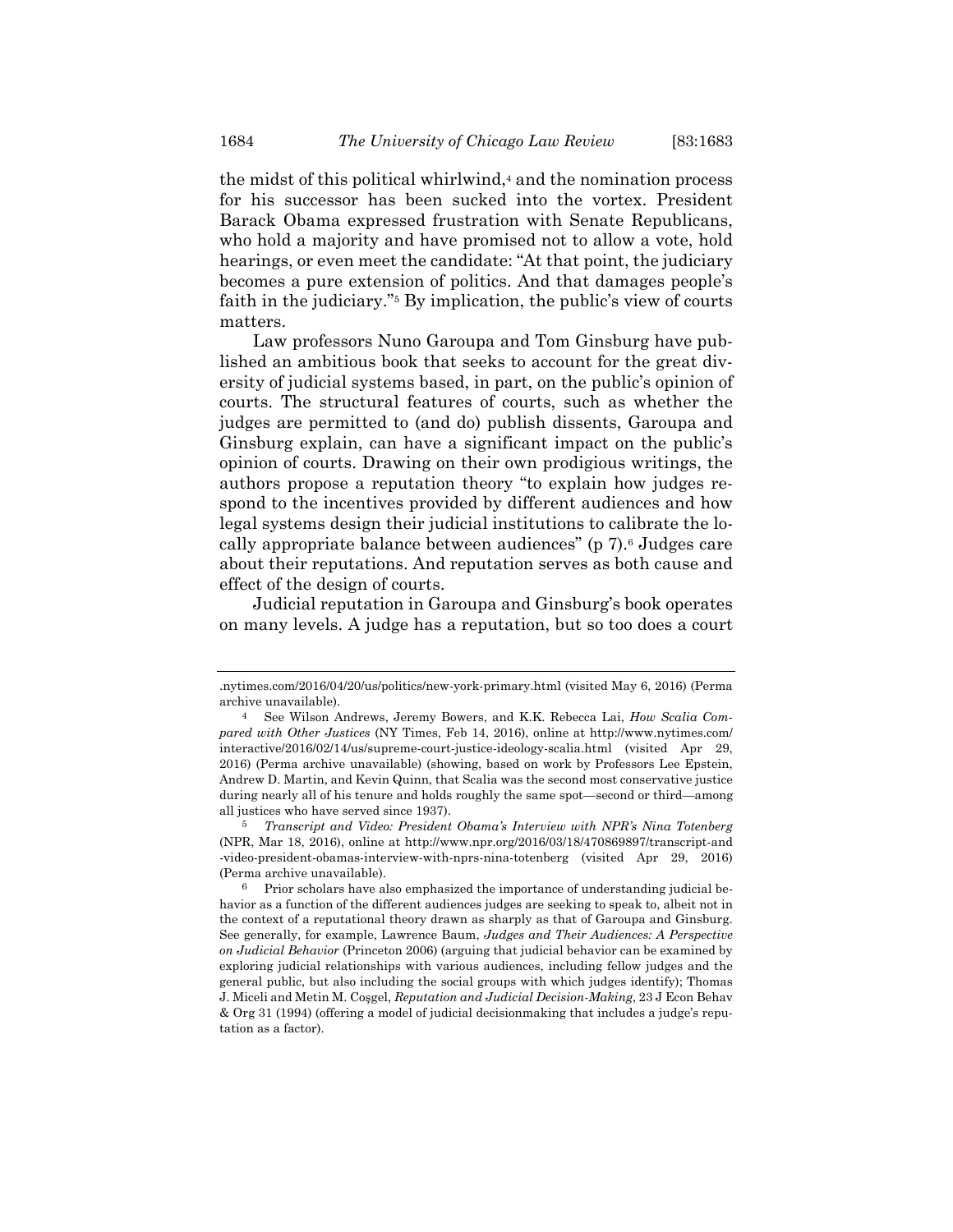the midst of this political whirlwind,[4] and the nomination process for his successor has been sucked into the vortex. President Barack Obama expressed frustration with Senate Republicans, who hold a majority and have promised not to allow a vote, hold hearings, or even meet the candidate: "At that point, the judiciary becomes a pure extension of politics. And that damages people's faith in the judiciary."[5] By implication, the public's view of courts matters.

Law professors Nuno Garoupa and Tom Ginsburg have published an ambitious book that seeks to account for the great diversity of judicial systems based, in part, on the public's opinion of courts. The structural features of courts, such as whether the judges are permitted to (and do) publish dissents, Garoupa and Ginsburg explain, can have a significant impact on the public's opinion of courts. Drawing on their own prodigious writings, the authors propose a reputation theory "to explain how judges respond to the incentives provided by different audiences and how legal systems design their judicial institutions to calibrate the locally appropriate balance between audiences" (p 7).[6] Judges care about their reputations. And reputation serves as both cause and effect of the design of courts.

Judicial reputation in Garoupa and Ginsburg's book operates on many levels. A judge has a reputation, but so too does a court

---

.nytimes.com/2016/04/20/us/politics/new-york-primary.html (visited May 6, 2016) (Perma archive unavailable).

[4] See Wilson Andrews, Jeremy Bowers, and K.K. Rebecca Lai, *How Scalia Compared with Other Justices* (NY Times, Feb 14, 2016), online at http://www.nytimes.com/interactive/2016/02/14/us/supreme-court-justice-ideology-scalia.html (visited Apr 29, 2016) (Perma archive unavailable) (showing, based on work by Professors Lee Epstein, Andrew D. Martin, and Kevin Quinn, that Scalia was the second most conservative justice during nearly all of his tenure and holds roughly the same spot—second or third—among all justices who have served since 1937).

[5] *Transcript and Video: President Obama's Interview with NPR's Nina Totenberg* (NPR, Mar 18, 2016), online at http://www.npr.org/2016/03/18/470869897/transcript-and-video-president-obamas-interview-with-nprs-nina-totenberg (visited Apr 29, 2016) (Perma archive unavailable).

[6] Prior scholars have also emphasized the importance of understanding judicial behavior as a function of the different audiences judges are seeking to speak to, albeit not in the context of a reputational theory drawn as sharply as that of Garoupa and Ginsburg. See generally, for example, Lawrence Baum, *Judges and Their Audiences: A Perspective on Judicial Behavior* (Princeton 2006) (arguing that judicial behavior can be examined by exploring judicial relationships with various audiences, including fellow judges and the general public, but also including the social groups with which judges identify); Thomas J. Miceli and Metin M. Coşgel, *Reputation and Judicial Decision-Making*, 23 J Econ Behav & Org 31 (1994) (offering a model of judicial decisionmaking that includes a judge's reputation as a factor).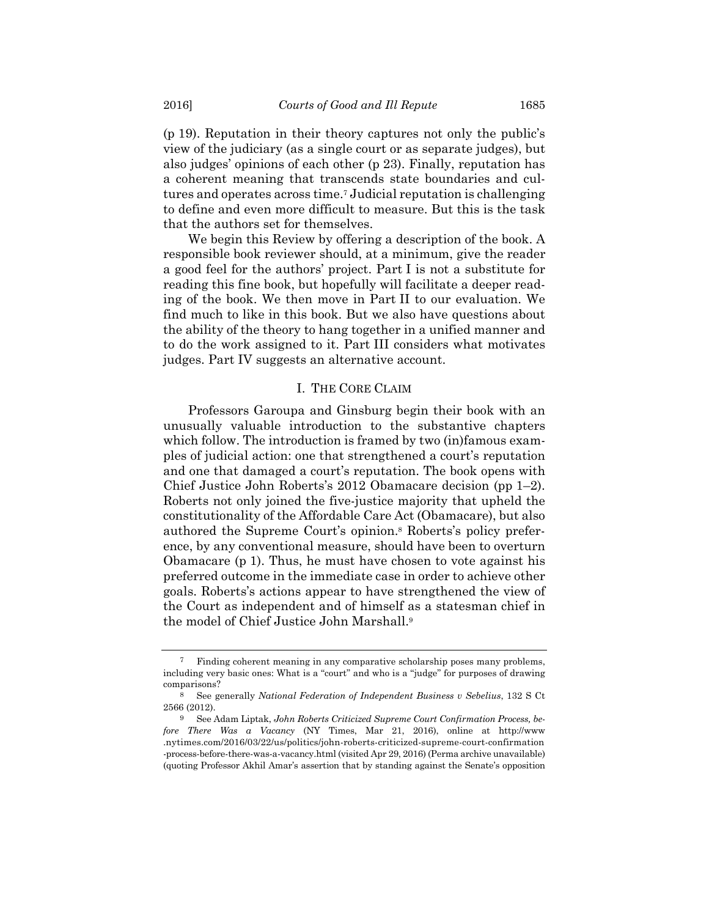(p 19). Reputation in their theory captures not only the public's view of the judiciary (as a single court or as separate judges), but also judges' opinions of each other (p 23). Finally, reputation has a coherent meaning that transcends state boundaries and cultures and operates across time.[7] Judicial reputation is challenging to define and even more difficult to measure. But this is the task that the authors set for themselves.

We begin this Review by offering a description of the book. A responsible book reviewer should, at a minimum, give the reader a good feel for the authors' project. Part I is not a substitute for reading this fine book, but hopefully will facilitate a deeper reading of the book. We then move in Part II to our evaluation. We find much to like in this book. But we also have questions about the ability of the theory to hang together in a unified manner and to do the work assigned to it. Part III considers what motivates judges. Part IV suggests an alternative account.

## I. THE CORE CLAIM

Professors Garoupa and Ginsburg begin their book with an unusually valuable introduction to the substantive chapters which follow. The introduction is framed by two (in)famous examples of judicial action: one that strengthened a court's reputation and one that damaged a court's reputation. The book opens with Chief Justice John Roberts's 2012 Obamacare decision (pp 1–2). Roberts not only joined the five-justice majority that upheld the constitutionality of the Affordable Care Act (Obamacare), but also authored the Supreme Court's opinion.[8] Roberts's policy preference, by any conventional measure, should have been to overturn Obamacare (p 1). Thus, he must have chosen to vote against his preferred outcome in the immediate case in order to achieve other goals. Roberts's actions appear to have strengthened the view of the Court as independent and of himself as a statesman chief in the model of Chief Justice John Marshall.[9]

---

[7] Finding coherent meaning in any comparative scholarship poses many problems, including very basic ones: What is a "court" and who is a "judge" for purposes of drawing comparisons?

[8] See generally *National Federation of Independent Business v Sebelius*, 132 S Ct 2566 (2012).

[9] See Adam Liptak, *John Roberts Criticized Supreme Court Confirmation Process, before There Was a Vacancy* (NY Times, Mar 21, 2016), online at http://www.nytimes.com/2016/03/22/us/politics/john-roberts-criticized-supreme-court-confirmation-process-before-there-was-a-vacancy.html (visited Apr 29, 2016) (Perma archive unavailable) (quoting Professor Akhil Amar's assertion that by standing against the Senate's opposition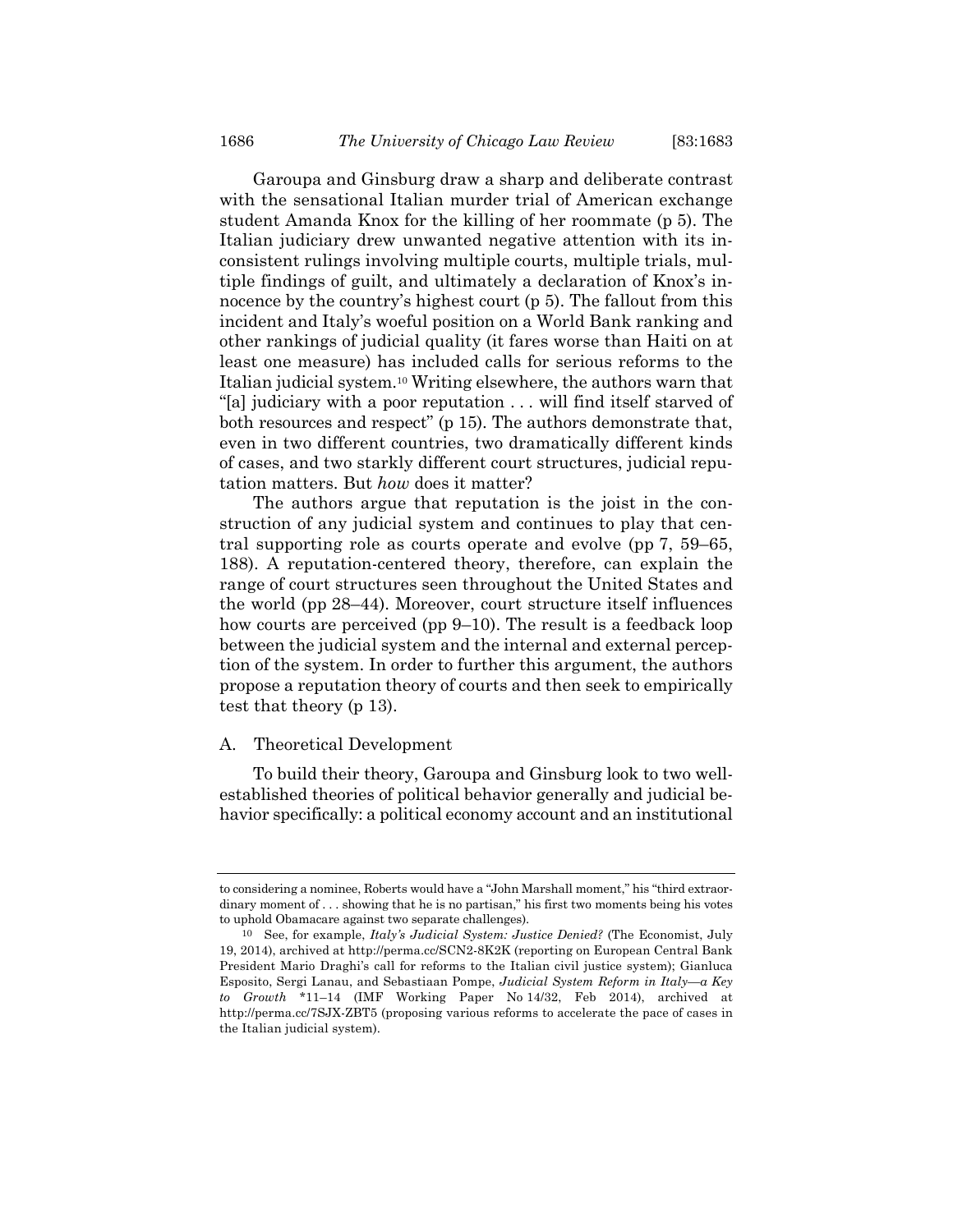Garoupa and Ginsburg draw a sharp and deliberate contrast with the sensational Italian murder trial of American exchange student Amanda Knox for the killing of her roommate (p 5). The Italian judiciary drew unwanted negative attention with its inconsistent rulings involving multiple courts, multiple trials, multiple findings of guilt, and ultimately a declaration of Knox's innocence by the country's highest court (p 5). The fallout from this incident and Italy's woeful position on a World Bank ranking and other rankings of judicial quality (it fares worse than Haiti on at least one measure) has included calls for serious reforms to the Italian judicial system.[10] Writing elsewhere, the authors warn that "[a] judiciary with a poor reputation . . . will find itself starved of both resources and respect" (p 15). The authors demonstrate that, even in two different countries, two dramatically different kinds of cases, and two starkly different court structures, judicial reputation matters. But *how* does it matter?

The authors argue that reputation is the joist in the construction of any judicial system and continues to play that central supporting role as courts operate and evolve (pp 7, 59–65, 188). A reputation-centered theory, therefore, can explain the range of court structures seen throughout the United States and the world (pp 28–44). Moreover, court structure itself influences how courts are perceived (pp 9–10). The result is a feedback loop between the judicial system and the internal and external perception of the system. In order to further this argument, the authors propose a reputation theory of courts and then seek to empirically test that theory (p 13).

## A. Theoretical Development

To build their theory, Garoupa and Ginsburg look to two well-established theories of political behavior generally and judicial behavior specifically: a political economy account and an institutional

---

to considering a nominee, Roberts would have a "John Marshall moment," his "third extraordinary moment of . . . showing that he is no partisan," his first two moments being his votes to uphold Obamacare against two separate challenges).

[10] See, for example, *Italy's Judicial System: Justice Denied?* (The Economist, July 19, 2014), archived at http://perma.cc/SCN2-8K2K (reporting on European Central Bank President Mario Draghi's call for reforms to the Italian civil justice system); Gianluca Esposito, Sergi Lanau, and Sebastiaan Pompe, *Judicial System Reform in Italy—a Key to Growth* *11–14 (IMF Working Paper No 14/32, Feb 2014), archived at http://perma.cc/7SJX-ZBT5 (proposing various reforms to accelerate the pace of cases in the Italian judicial system).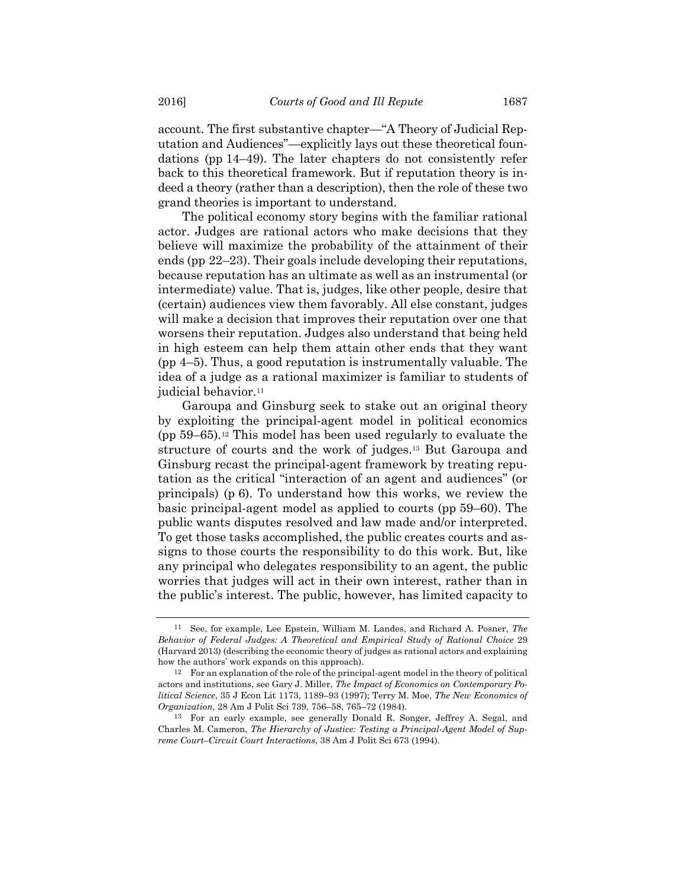account. The first substantive chapter—"A Theory of Judicial Reputation and Audiences"—explicitly lays out these theoretical foundations (pp 14–49). The later chapters do not consistently refer back to this theoretical framework. But if reputation theory is indeed a theory (rather than a description), then the role of these two grand theories is important to understand.

The political economy story begins with the familiar rational actor. Judges are rational actors who make decisions that they believe will maximize the probability of the attainment of their ends (pp 22–23). Their goals include developing their reputations, because reputation has an ultimate as well as an instrumental (or intermediate) value. That is, judges, like other people, desire that (certain) audiences view them favorably. All else constant, judges will make a decision that improves their reputation over one that worsens their reputation. Judges also understand that being held in high esteem can help them attain other ends that they want (pp 4–5). Thus, a good reputation is instrumentally valuable. The idea of a judge as a rational maximizer is familiar to students of judicial behavior.[11]

Garoupa and Ginsburg seek to stake out an original theory by exploiting the principal-agent model in political economics (pp 59–65).[12] This model has been used regularly to evaluate the structure of courts and the work of judges.[13] But Garoupa and Ginsburg recast the principal-agent framework by treating reputation as the critical "interaction of an agent and audiences" (or principals) (p 6). To understand how this works, we review the basic principal-agent model as applied to courts (pp 59–60). The public wants disputes resolved and law made and/or interpreted. To get those tasks accomplished, the public creates courts and assigns to those courts the responsibility to do this work. But, like any principal who delegates responsibility to an agent, the public worries that judges will act in their own interest, rather than in the public's interest. The public, however, has limited capacity to

---

11 See, for example, Lee Epstein, William M. Landes, and Richard A. Posner, *The Behavior of Federal Judges: A Theoretical and Empirical Study of Rational Choice* 29 (Harvard 2013) (describing the economic theory of judges as rational actors and explaining how the authors' work expands on this approach).

12 For an explanation of the role of the principal-agent model in the theory of political actors and institutions, see Gary J. Miller, *The Impact of Economics on Contemporary Political Science*, 35 J Econ Lit 1173, 1189–93 (1997); Terry M. Moe, *The New Economics of Organization*, 28 Am J Polit Sci 739, 756–58, 765–72 (1984).

13 For an early example, see generally Donald R. Songer, Jeffrey A. Segal, and Charles M. Cameron, *The Hierarchy of Justice: Testing a Principal-Agent Model of Supreme Court–Circuit Court Interactions*, 38 Am J Polit Sci 673 (1994).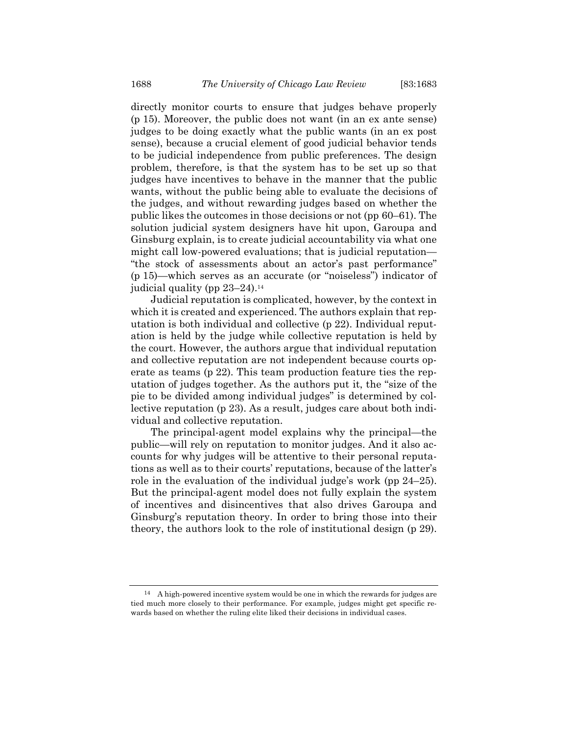directly monitor courts to ensure that judges behave properly (p 15). Moreover, the public does not want (in an ex ante sense) judges to be doing exactly what the public wants (in an ex post sense), because a crucial element of good judicial behavior tends to be judicial independence from public preferences. The design problem, therefore, is that the system has to be set up so that judges have incentives to behave in the manner that the public wants, without the public being able to evaluate the decisions of the judges, and without rewarding judges based on whether the public likes the outcomes in those decisions or not (pp 60–61). The solution judicial system designers have hit upon, Garoupa and Ginsburg explain, is to create judicial accountability via what one might call low-powered evaluations; that is judicial reputation—"the stock of assessments about an actor's past performance" (p 15)—which serves as an accurate (or "noiseless") indicator of judicial quality (pp 23–24).[14]

Judicial reputation is complicated, however, by the context in which it is created and experienced. The authors explain that reputation is both individual and collective (p 22). Individual reputation is held by the judge while collective reputation is held by the court. However, the authors argue that individual reputation and collective reputation are not independent because courts operate as teams (p 22). This team production feature ties the reputation of judges together. As the authors put it, the "size of the pie to be divided among individual judges" is determined by collective reputation (p 23). As a result, judges care about both individual and collective reputation.

The principal-agent model explains why the principal—the public—will rely on reputation to monitor judges. And it also accounts for why judges will be attentive to their personal reputations as well as to their courts' reputations, because of the latter's role in the evaluation of the individual judge's work (pp 24–25). But the principal-agent model does not fully explain the system of incentives and disincentives that also drives Garoupa and Ginsburg's reputation theory. In order to bring those into their theory, the authors look to the role of institutional design (p 29).

[14] A high-powered incentive system would be one in which the rewards for judges are tied much more closely to their performance. For example, judges might get specific rewards based on whether the ruling elite liked their decisions in individual cases.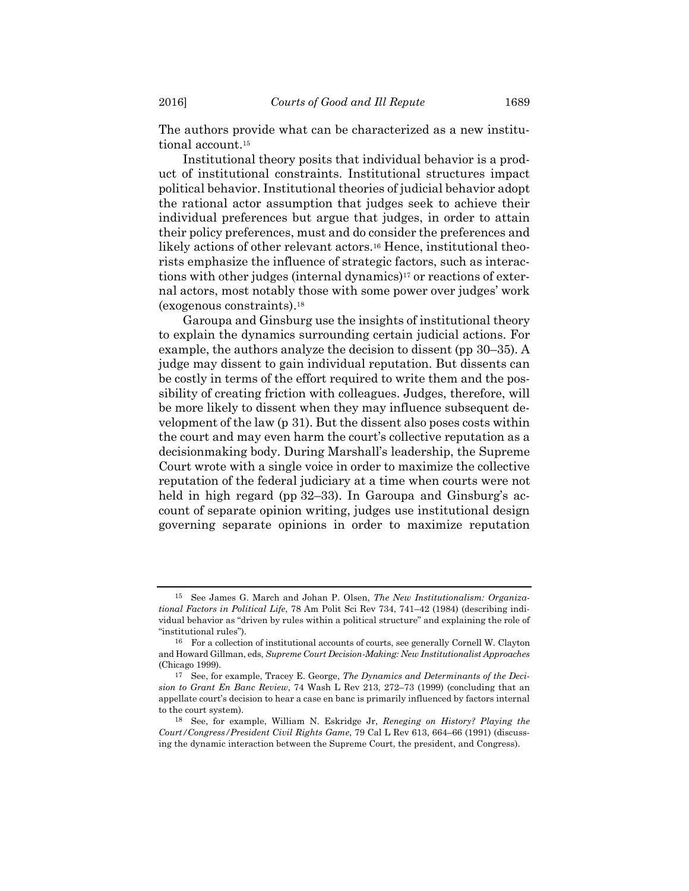The authors provide what can be characterized as a new institutional account.[15]

Institutional theory posits that individual behavior is a product of institutional constraints. Institutional structures impact political behavior. Institutional theories of judicial behavior adopt the rational actor assumption that judges seek to achieve their individual preferences but argue that judges, in order to attain their policy preferences, must and do consider the preferences and likely actions of other relevant actors.[16] Hence, institutional theorists emphasize the influence of strategic factors, such as interactions with other judges (internal dynamics)[17] or reactions of external actors, most notably those with some power over judges' work (exogenous constraints).[18]

Garoupa and Ginsburg use the insights of institutional theory to explain the dynamics surrounding certain judicial actions. For example, the authors analyze the decision to dissent (pp 30–35). A judge may dissent to gain individual reputation. But dissents can be costly in terms of the effort required to write them and the possibility of creating friction with colleagues. Judges, therefore, will be more likely to dissent when they may influence subsequent development of the law (p 31). But the dissent also poses costs within the court and may even harm the court's collective reputation as a decisionmaking body. During Marshall's leadership, the Supreme Court wrote with a single voice in order to maximize the collective reputation of the federal judiciary at a time when courts were not held in high regard (pp 32–33). In Garoupa and Ginsburg's account of separate opinion writing, judges use institutional design governing separate opinions in order to maximize reputation

---

[15] See James G. March and Johan P. Olsen, *The New Institutionalism: Organizational Factors in Political Life*, 78 Am Polit Sci Rev 734, 741–42 (1984) (describing individual behavior as "driven by rules within a political structure" and explaining the role of "institutional rules").

[16] For a collection of institutional accounts of courts, see generally Cornell W. Clayton and Howard Gillman, eds, *Supreme Court Decision-Making: New Institutionalist Approaches* (Chicago 1999).

[17] See, for example, Tracey E. George, *The Dynamics and Determinants of the Decision to Grant En Banc Review*, 74 Wash L Rev 213, 272–73 (1999) (concluding that an appellate court's decision to hear a case en banc is primarily influenced by factors internal to the court system).

[18] See, for example, William N. Eskridge Jr, *Reneging on History? Playing the Court/Congress/President Civil Rights Game*, 79 Cal L Rev 613, 664–66 (1991) (discussing the dynamic interaction between the Supreme Court, the president, and Congress).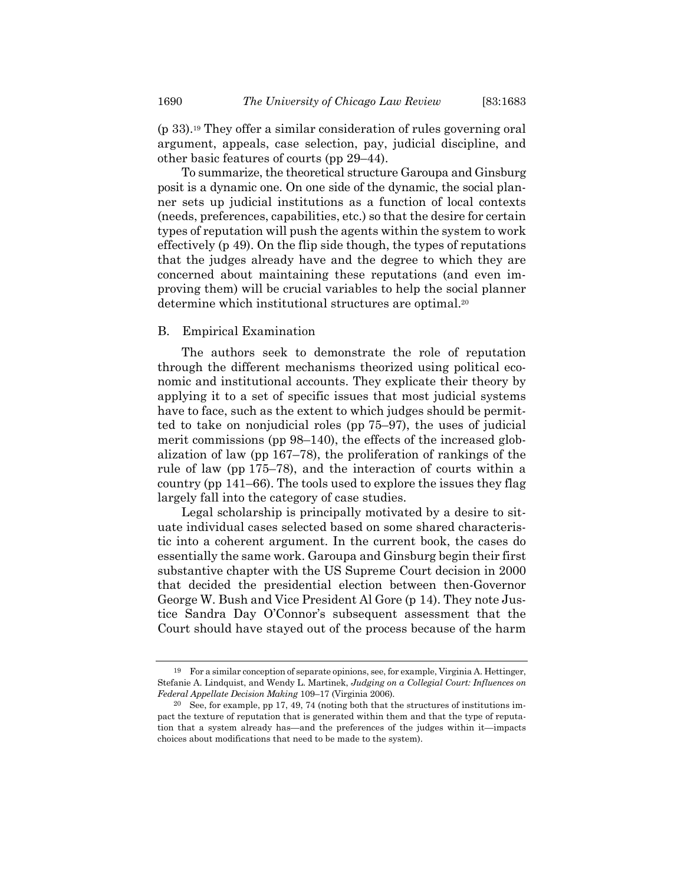(p 33).[19] They offer a similar consideration of rules governing oral argument, appeals, case selection, pay, judicial discipline, and other basic features of courts (pp 29–44).

To summarize, the theoretical structure Garoupa and Ginsburg posit is a dynamic one. On one side of the dynamic, the social planner sets up judicial institutions as a function of local contexts (needs, preferences, capabilities, etc.) so that the desire for certain types of reputation will push the agents within the system to work effectively (p 49). On the flip side though, the types of reputations that the judges already have and the degree to which they are concerned about maintaining these reputations (and even improving them) will be crucial variables to help the social planner determine which institutional structures are optimal.[20]

## B. Empirical Examination

The authors seek to demonstrate the role of reputation through the different mechanisms theorized using political economic and institutional accounts. They explicate their theory by applying it to a set of specific issues that most judicial systems have to face, such as the extent to which judges should be permitted to take on nonjudicial roles (pp 75–97), the uses of judicial merit commissions (pp 98–140), the effects of the increased globalization of law (pp 167–78), the proliferation of rankings of the rule of law (pp 175–78), and the interaction of courts within a country (pp 141–66). The tools used to explore the issues they flag largely fall into the category of case studies.

Legal scholarship is principally motivated by a desire to situate individual cases selected based on some shared characteristic into a coherent argument. In the current book, the cases do essentially the same work. Garoupa and Ginsburg begin their first substantive chapter with the US Supreme Court decision in 2000 that decided the presidential election between then-Governor George W. Bush and Vice President Al Gore (p 14). They note Justice Sandra Day O'Connor's subsequent assessment that the Court should have stayed out of the process because of the harm

---

[19] For a similar conception of separate opinions, see, for example, Virginia A. Hettinger, Stefanie A. Lindquist, and Wendy L. Martinek, *Judging on a Collegial Court: Influences on Federal Appellate Decision Making* 109–17 (Virginia 2006).

[20] See, for example, pp 17, 49, 74 (noting both that the structures of institutions impact the texture of reputation that is generated within them and that the type of reputation that a system already has—and the preferences of the judges within it—impacts choices about modifications that need to be made to the system).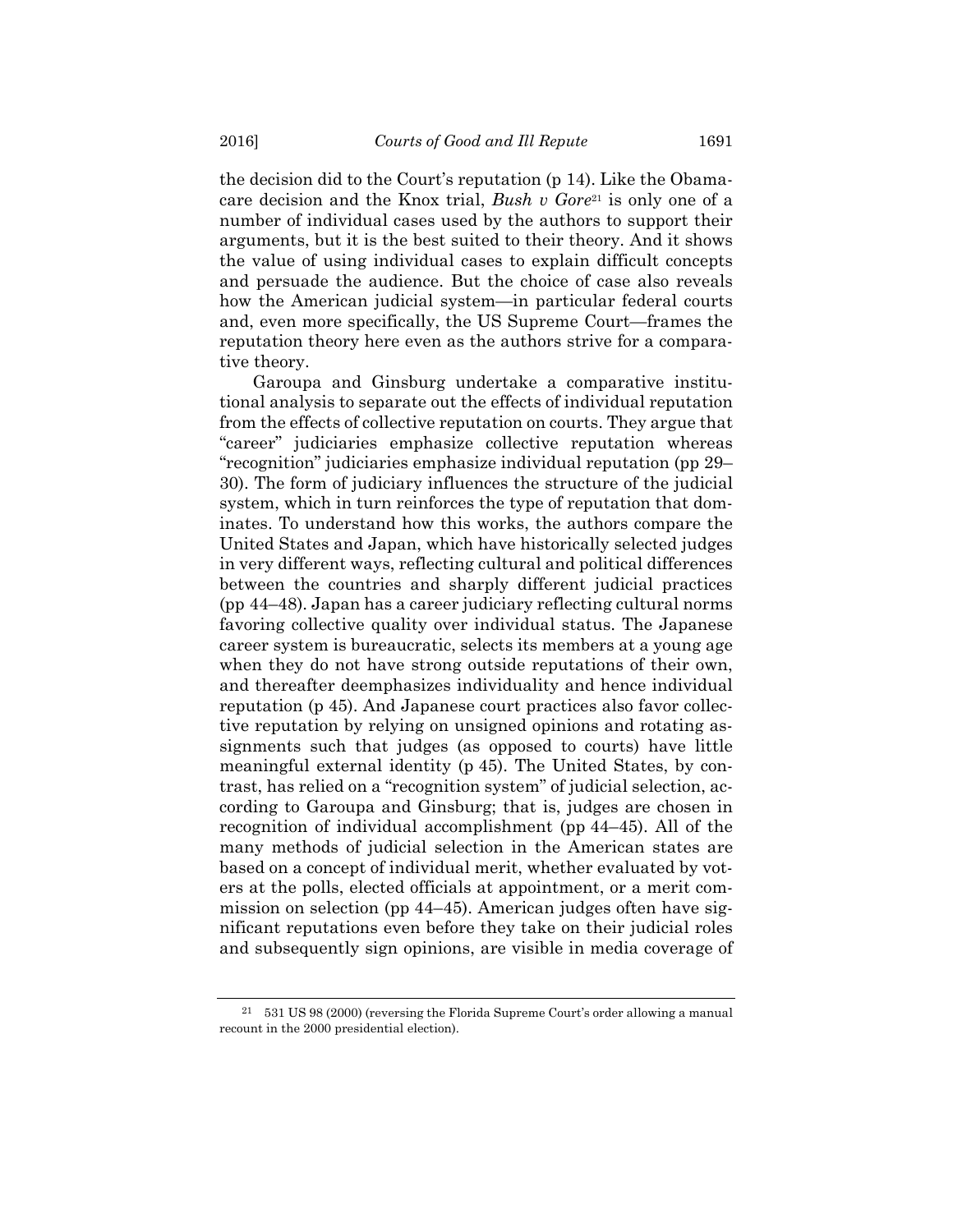the decision did to the Court's reputation (p 14). Like the Obamacare decision and the Knox trial, *Bush v Gore*[21] is only one of a number of individual cases used by the authors to support their arguments, but it is the best suited to their theory. And it shows the value of using individual cases to explain difficult concepts and persuade the audience. But the choice of case also reveals how the American judicial system—in particular federal courts and, even more specifically, the US Supreme Court—frames the reputation theory here even as the authors strive for a comparative theory.

Garoupa and Ginsburg undertake a comparative institutional analysis to separate out the effects of individual reputation from the effects of collective reputation on courts. They argue that "career" judiciaries emphasize collective reputation whereas "recognition" judiciaries emphasize individual reputation (pp 29–30). The form of judiciary influences the structure of the judicial system, which in turn reinforces the type of reputation that dominates. To understand how this works, the authors compare the United States and Japan, which have historically selected judges in very different ways, reflecting cultural and political differences between the countries and sharply different judicial practices (pp 44–48). Japan has a career judiciary reflecting cultural norms favoring collective quality over individual status. The Japanese career system is bureaucratic, selects its members at a young age when they do not have strong outside reputations of their own, and thereafter deemphasizes individuality and hence individual reputation (p 45). And Japanese court practices also favor collective reputation by relying on unsigned opinions and rotating assignments such that judges (as opposed to courts) have little meaningful external identity (p 45). The United States, by contrast, has relied on a "recognition system" of judicial selection, according to Garoupa and Ginsburg; that is, judges are chosen in recognition of individual accomplishment (pp 44–45). All of the many methods of judicial selection in the American states are based on a concept of individual merit, whether evaluated by voters at the polls, elected officials at appointment, or a merit commission on selection (pp 44–45). American judges often have significant reputations even before they take on their judicial roles and subsequently sign opinions, are visible in media coverage of

[21] 531 US 98 (2000) (reversing the Florida Supreme Court's order allowing a manual recount in the 2000 presidential election).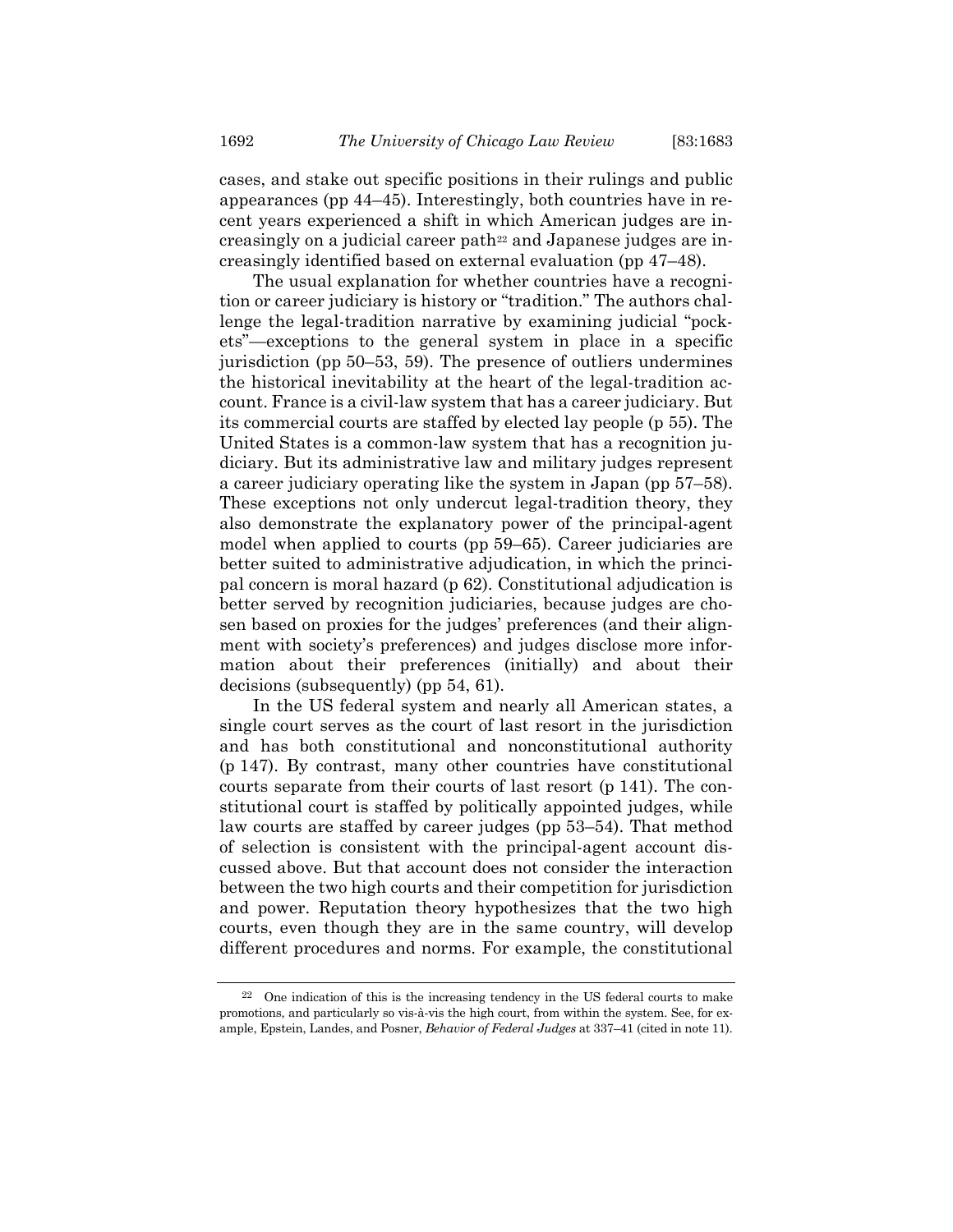cases, and stake out specific positions in their rulings and public appearances (pp 44–45). Interestingly, both countries have in recent years experienced a shift in which American judges are increasingly on a judicial career path[22] and Japanese judges are increasingly identified based on external evaluation (pp 47–48).

The usual explanation for whether countries have a recognition or career judiciary is history or "tradition." The authors challenge the legal-tradition narrative by examining judicial "pockets"—exceptions to the general system in place in a specific jurisdiction (pp 50–53, 59). The presence of outliers undermines the historical inevitability at the heart of the legal-tradition account. France is a civil-law system that has a career judiciary. But its commercial courts are staffed by elected lay people (p 55). The United States is a common-law system that has a recognition judiciary. But its administrative law and military judges represent a career judiciary operating like the system in Japan (pp 57–58). These exceptions not only undercut legal-tradition theory, they also demonstrate the explanatory power of the principal-agent model when applied to courts (pp 59–65). Career judiciaries are better suited to administrative adjudication, in which the principal concern is moral hazard (p 62). Constitutional adjudication is better served by recognition judiciaries, because judges are chosen based on proxies for the judges' preferences (and their alignment with society's preferences) and judges disclose more information about their preferences (initially) and about their decisions (subsequently) (pp 54, 61).

In the US federal system and nearly all American states, a single court serves as the court of last resort in the jurisdiction and has both constitutional and nonconstitutional authority (p 147). By contrast, many other countries have constitutional courts separate from their courts of last resort (p 141). The constitutional court is staffed by politically appointed judges, while law courts are staffed by career judges (pp 53–54). That method of selection is consistent with the principal-agent account discussed above. But that account does not consider the interaction between the two high courts and their competition for jurisdiction and power. Reputation theory hypothesizes that the two high courts, even though they are in the same country, will develop different procedures and norms. For example, the constitutional

[22] One indication of this is the increasing tendency in the US federal courts to make promotions, and particularly so vis-à-vis the high court, from within the system. See, for example, Epstein, Landes, and Posner, *Behavior of Federal Judges* at 337–41 (cited in note 11).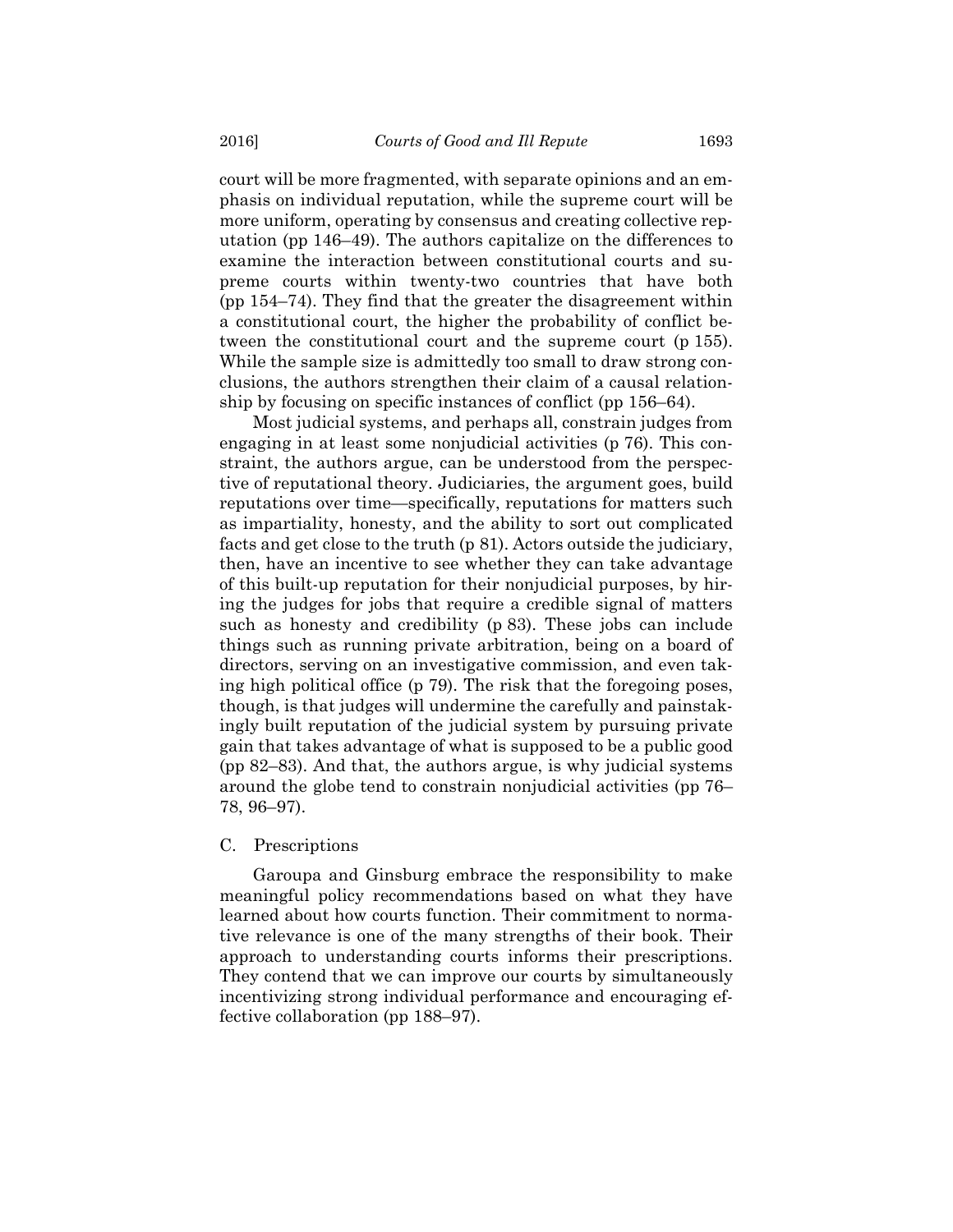court will be more fragmented, with separate opinions and an emphasis on individual reputation, while the supreme court will be more uniform, operating by consensus and creating collective reputation (pp 146–49). The authors capitalize on the differences to examine the interaction between constitutional courts and supreme courts within twenty-two countries that have both (pp 154–74). They find that the greater the disagreement within a constitutional court, the higher the probability of conflict between the constitutional court and the supreme court (p 155). While the sample size is admittedly too small to draw strong conclusions, the authors strengthen their claim of a causal relationship by focusing on specific instances of conflict (pp 156–64).

Most judicial systems, and perhaps all, constrain judges from engaging in at least some nonjudicial activities (p 76). This constraint, the authors argue, can be understood from the perspective of reputational theory. Judiciaries, the argument goes, build reputations over time—specifically, reputations for matters such as impartiality, honesty, and the ability to sort out complicated facts and get close to the truth (p 81). Actors outside the judiciary, then, have an incentive to see whether they can take advantage of this built-up reputation for their nonjudicial purposes, by hiring the judges for jobs that require a credible signal of matters such as honesty and credibility (p 83). These jobs can include things such as running private arbitration, being on a board of directors, serving on an investigative commission, and even taking high political office (p 79). The risk that the foregoing poses, though, is that judges will undermine the carefully and painstakingly built reputation of the judicial system by pursuing private gain that takes advantage of what is supposed to be a public good (pp 82–83). And that, the authors argue, is why judicial systems around the globe tend to constrain nonjudicial activities (pp 76–78, 96–97).

### C. Prescriptions

Garoupa and Ginsburg embrace the responsibility to make meaningful policy recommendations based on what they have learned about how courts function. Their commitment to normative relevance is one of the many strengths of their book. Their approach to understanding courts informs their prescriptions. They contend that we can improve our courts by simultaneously incentivizing strong individual performance and encouraging effective collaboration (pp 188–97).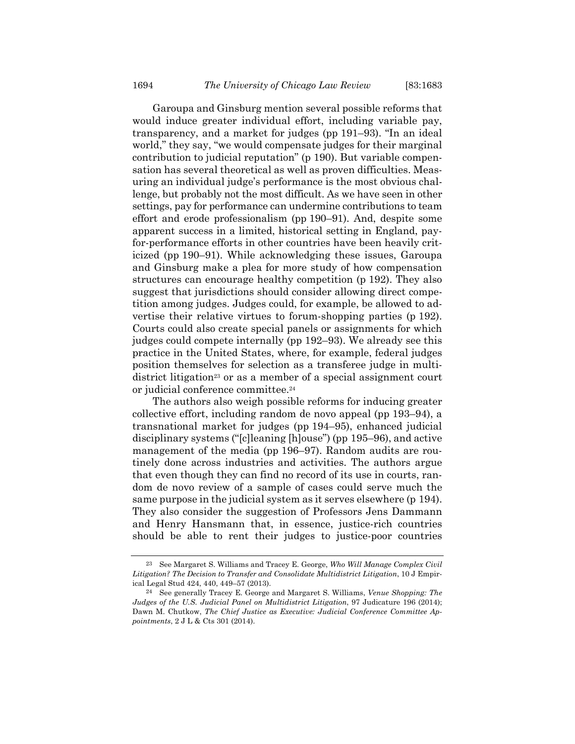Garoupa and Ginsburg mention several possible reforms that would induce greater individual effort, including variable pay, transparency, and a market for judges (pp 191–93). "In an ideal world," they say, "we would compensate judges for their marginal contribution to judicial reputation" (p 190). But variable compensation has several theoretical as well as proven difficulties. Measuring an individual judge's performance is the most obvious challenge, but probably not the most difficult. As we have seen in other settings, pay for performance can undermine contributions to team effort and erode professionalism (pp 190–91). And, despite some apparent success in a limited, historical setting in England, pay-for-performance efforts in other countries have been heavily criticized (pp 190–91). While acknowledging these issues, Garoupa and Ginsburg make a plea for more study of how compensation structures can encourage healthy competition (p 192). They also suggest that jurisdictions should consider allowing direct competition among judges. Judges could, for example, be allowed to advertise their relative virtues to forum-shopping parties (p 192). Courts could also create special panels or assignments for which judges could compete internally (pp 192–93). We already see this practice in the United States, where, for example, federal judges position themselves for selection as a transferee judge in multidistrict litigation[23] or as a member of a special assignment court or judicial conference committee.[24]

The authors also weigh possible reforms for inducing greater collective effort, including random de novo appeal (pp 193–94), a transnational market for judges (pp 194–95), enhanced judicial disciplinary systems ("[c]leaning [h]ouse") (pp 195–96), and active management of the media (pp 196–97). Random audits are routinely done across industries and activities. The authors argue that even though they can find no record of its use in courts, random de novo review of a sample of cases could serve much the same purpose in the judicial system as it serves elsewhere (p 194). They also consider the suggestion of Professors Jens Dammann and Henry Hansmann that, in essence, justice-rich countries should be able to rent their judges to justice-poor countries

---

23 See Margaret S. Williams and Tracey E. George, *Who Will Manage Complex Civil Litigation? The Decision to Transfer and Consolidate Multidistrict Litigation*, 10 J Empirical Legal Stud 424, 440, 449–57 (2013).

24 See generally Tracey E. George and Margaret S. Williams, *Venue Shopping: The Judges of the U.S. Judicial Panel on Multidistrict Litigation*, 97 Judicature 196 (2014); Dawn M. Chutkow, *The Chief Justice as Executive: Judicial Conference Committee Appointments*, 2 J L & Cts 301 (2014).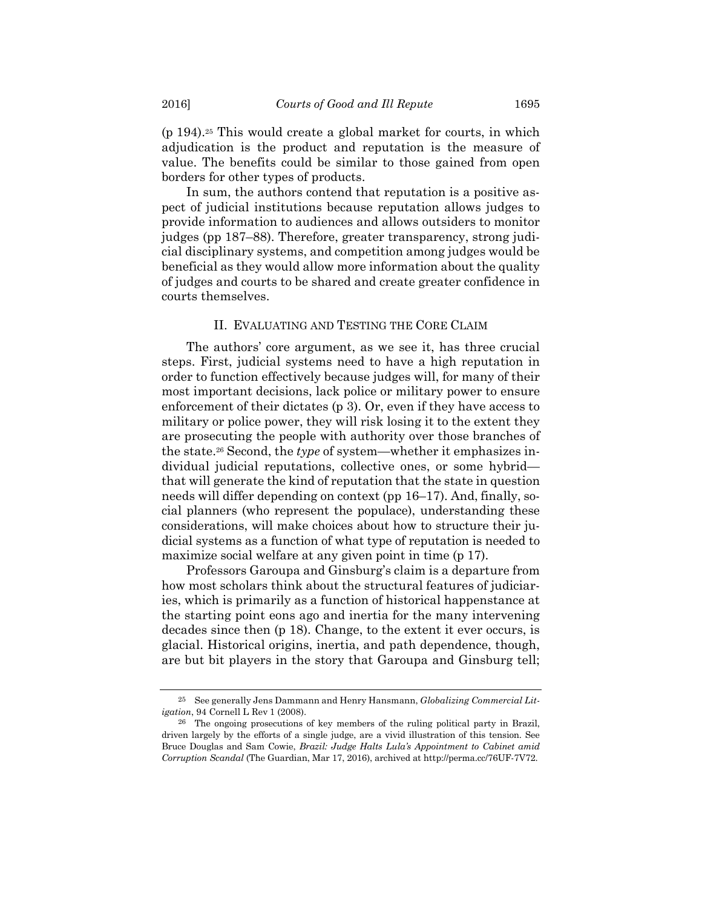(p 194).[25] This would create a global market for courts, in which adjudication is the product and reputation is the measure of value. The benefits could be similar to those gained from open borders for other types of products.

In sum, the authors contend that reputation is a positive aspect of judicial institutions because reputation allows judges to provide information to audiences and allows outsiders to monitor judges (pp 187–88). Therefore, greater transparency, strong judicial disciplinary systems, and competition among judges would be beneficial as they would allow more information about the quality of judges and courts to be shared and create greater confidence in courts themselves.

## II. Evaluating and Testing the Core Claim

The authors' core argument, as we see it, has three crucial steps. First, judicial systems need to have a high reputation in order to function effectively because judges will, for many of their most important decisions, lack police or military power to ensure enforcement of their dictates (p 3). Or, even if they have access to military or police power, they will risk losing it to the extent they are prosecuting the people with authority over those branches of the state.[26] Second, the *type* of system—whether it emphasizes individual judicial reputations, collective ones, or some hybrid—that will generate the kind of reputation that the state in question needs will differ depending on context (pp 16–17). And, finally, social planners (who represent the populace), understanding these considerations, will make choices about how to structure their judicial systems as a function of what type of reputation is needed to maximize social welfare at any given point in time (p 17).

Professors Garoupa and Ginsburg's claim is a departure from how most scholars think about the structural features of judiciaries, which is primarily as a function of historical happenstance at the starting point eons ago and inertia for the many intervening decades since then (p 18). Change, to the extent it ever occurs, is glacial. Historical origins, inertia, and path dependence, though, are but bit players in the story that Garoupa and Ginsburg tell;

---

[25] See generally Jens Dammann and Henry Hansmann, *Globalizing Commercial Litigation*, 94 Cornell L Rev 1 (2008).

[26] The ongoing prosecutions of key members of the ruling political party in Brazil, driven largely by the efforts of a single judge, are a vivid illustration of this tension. See Bruce Douglas and Sam Cowie, *Brazil: Judge Halts Lula's Appointment to Cabinet amid Corruption Scandal* (The Guardian, Mar 17, 2016), archived at http://perma.cc/76UF-7V72.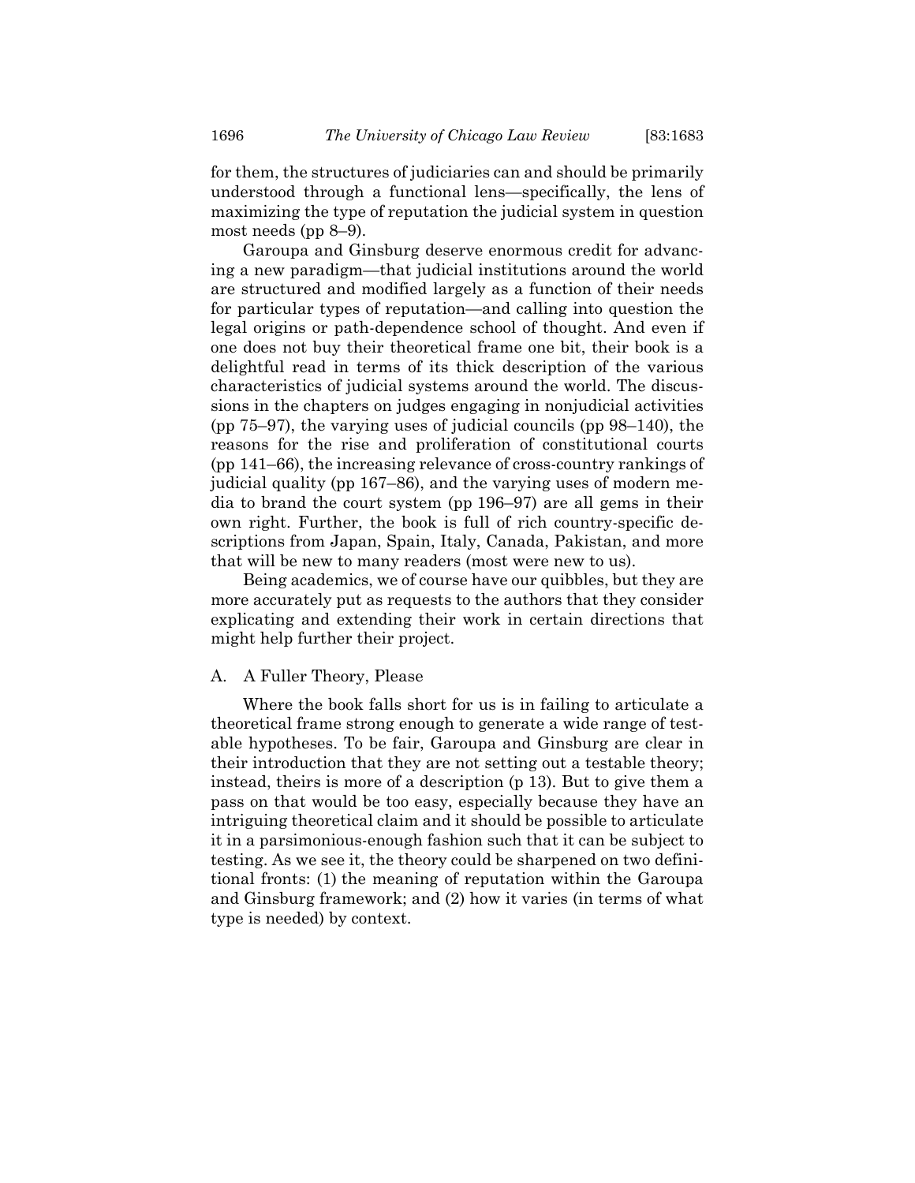for them, the structures of judiciaries can and should be primarily understood through a functional lens—specifically, the lens of maximizing the type of reputation the judicial system in question most needs (pp 8–9).

Garoupa and Ginsburg deserve enormous credit for advancing a new paradigm—that judicial institutions around the world are structured and modified largely as a function of their needs for particular types of reputation—and calling into question the legal origins or path-dependence school of thought. And even if one does not buy their theoretical frame one bit, their book is a delightful read in terms of its thick description of the various characteristics of judicial systems around the world. The discussions in the chapters on judges engaging in nonjudicial activities (pp 75–97), the varying uses of judicial councils (pp 98–140), the reasons for the rise and proliferation of constitutional courts (pp 141–66), the increasing relevance of cross-country rankings of judicial quality (pp 167–86), and the varying uses of modern media to brand the court system (pp 196–97) are all gems in their own right. Further, the book is full of rich country-specific descriptions from Japan, Spain, Italy, Canada, Pakistan, and more that will be new to many readers (most were new to us).

Being academics, we of course have our quibbles, but they are more accurately put as requests to the authors that they consider explicating and extending their work in certain directions that might help further their project.

### A. A Fuller Theory, Please

Where the book falls short for us is in failing to articulate a theoretical frame strong enough to generate a wide range of testable hypotheses. To be fair, Garoupa and Ginsburg are clear in their introduction that they are not setting out a testable theory; instead, theirs is more of a description (p 13). But to give them a pass on that would be too easy, especially because they have an intriguing theoretical claim and it should be possible to articulate it in a parsimonious-enough fashion such that it can be subject to testing. As we see it, the theory could be sharpened on two definitional fronts: (1) the meaning of reputation within the Garoupa and Ginsburg framework; and (2) how it varies (in terms of what type is needed) by context.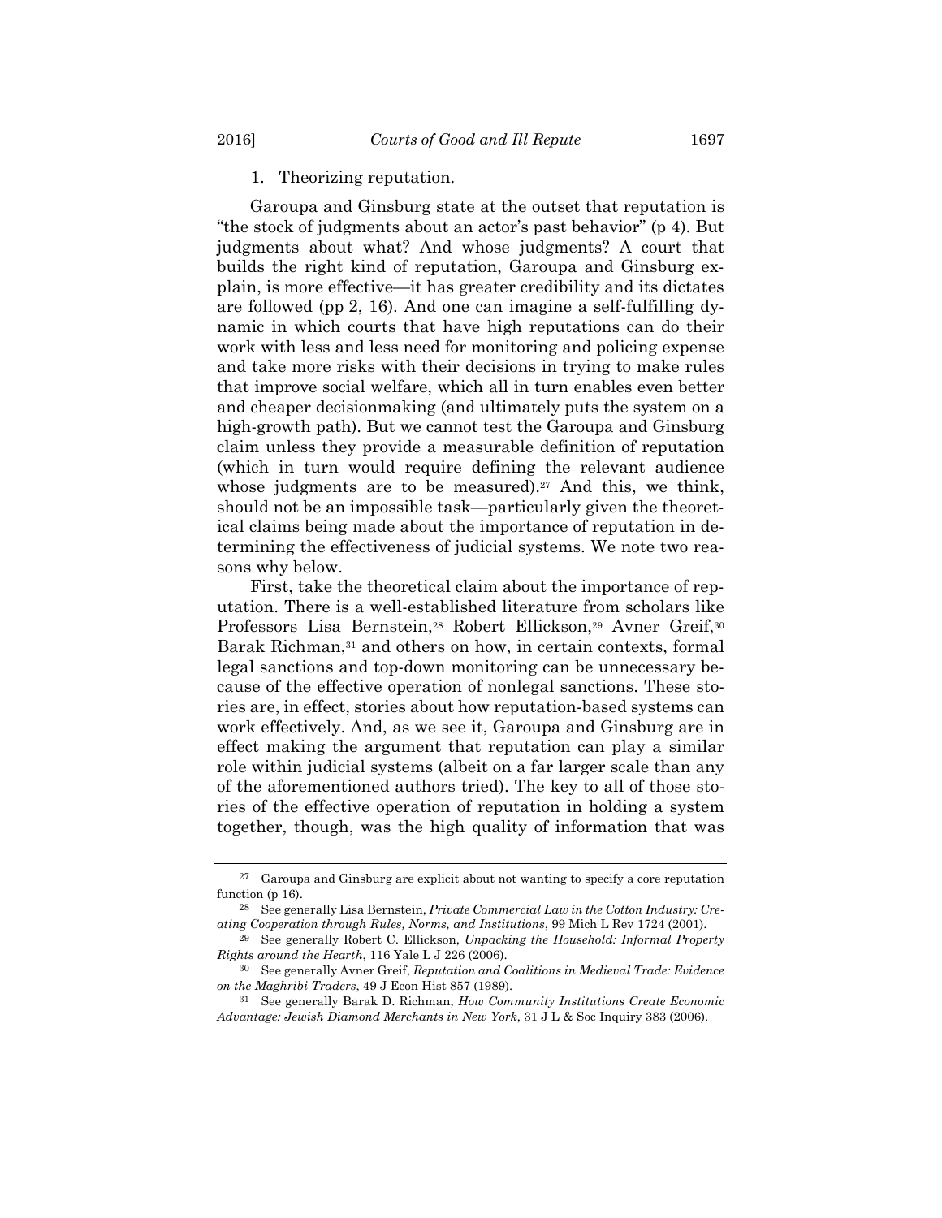### 1. Theorizing reputation.

Garoupa and Ginsburg state at the outset that reputation is "the stock of judgments about an actor's past behavior" (p 4). But judgments about what? And whose judgments? A court that builds the right kind of reputation, Garoupa and Ginsburg explain, is more effective—it has greater credibility and its dictates are followed (pp 2, 16). And one can imagine a self-fulfilling dynamic in which courts that have high reputations can do their work with less and less need for monitoring and policing expense and take more risks with their decisions in trying to make rules that improve social welfare, which all in turn enables even better and cheaper decisionmaking (and ultimately puts the system on a high-growth path). But we cannot test the Garoupa and Ginsburg claim unless they provide a measurable definition of reputation (which in turn would require defining the relevant audience whose judgments are to be measured).[27] And this, we think, should not be an impossible task—particularly given the theoretical claims being made about the importance of reputation in determining the effectiveness of judicial systems. We note two reasons why below.

First, take the theoretical claim about the importance of reputation. There is a well-established literature from scholars like Professors Lisa Bernstein,[28] Robert Ellickson,[29] Avner Greif,[30] Barak Richman,[31] and others on how, in certain contexts, formal legal sanctions and top-down monitoring can be unnecessary because of the effective operation of nonlegal sanctions. These stories are, in effect, stories about how reputation-based systems can work effectively. And, as we see it, Garoupa and Ginsburg are in effect making the argument that reputation can play a similar role within judicial systems (albeit on a far larger scale than any of the aforementioned authors tried). The key to all of those stories of the effective operation of reputation in holding a system together, though, was the high quality of information that was

---

[27] Garoupa and Ginsburg are explicit about not wanting to specify a core reputation function (p 16).

[28] See generally Lisa Bernstein, *Private Commercial Law in the Cotton Industry: Creating Cooperation through Rules, Norms, and Institutions*, 99 Mich L Rev 1724 (2001).

[29] See generally Robert C. Ellickson, *Unpacking the Household: Informal Property Rights around the Hearth*, 116 Yale L J 226 (2006).

[30] See generally Avner Greif, *Reputation and Coalitions in Medieval Trade: Evidence on the Maghribi Traders*, 49 J Econ Hist 857 (1989).

[31] See generally Barak D. Richman, *How Community Institutions Create Economic Advantage: Jewish Diamond Merchants in New York*, 31 J L & Soc Inquiry 383 (2006).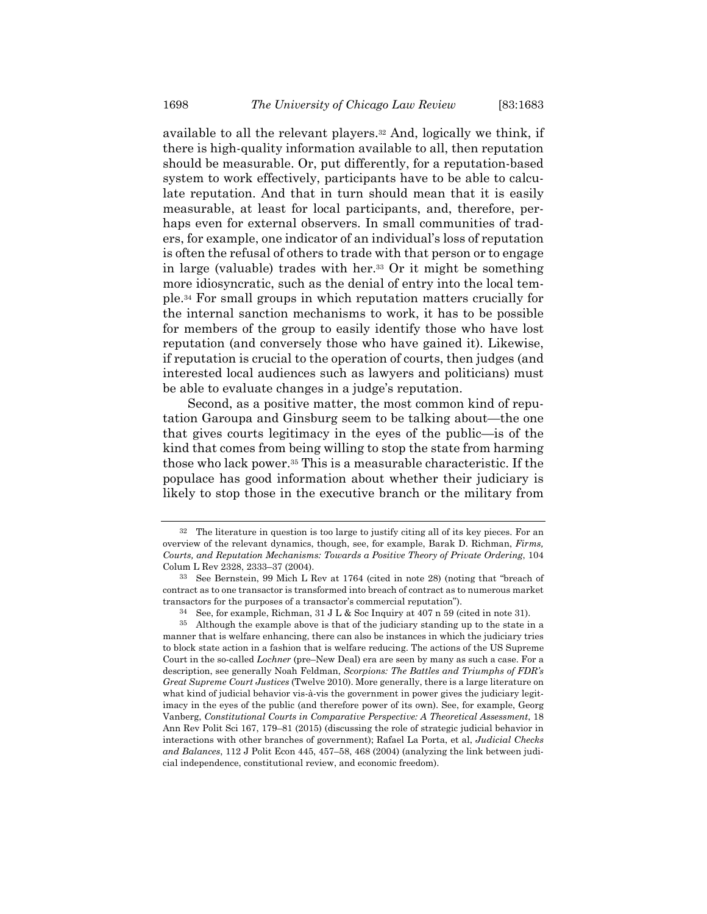available to all the relevant players.[32] And, logically we think, if there is high-quality information available to all, then reputation should be measurable. Or, put differently, for a reputation-based system to work effectively, participants have to be able to calculate reputation. And that in turn should mean that it is easily measurable, at least for local participants, and, therefore, perhaps even for external observers. In small communities of traders, for example, one indicator of an individual's loss of reputation is often the refusal of others to trade with that person or to engage in large (valuable) trades with her.[33] Or it might be something more idiosyncratic, such as the denial of entry into the local temple.[34] For small groups in which reputation matters crucially for the internal sanction mechanisms to work, it has to be possible for members of the group to easily identify those who have lost reputation (and conversely those who have gained it). Likewise, if reputation is crucial to the operation of courts, then judges (and interested local audiences such as lawyers and politicians) must be able to evaluate changes in a judge's reputation.

Second, as a positive matter, the most common kind of reputation Garoupa and Ginsburg seem to be talking about—the one that gives courts legitimacy in the eyes of the public—is of the kind that comes from being willing to stop the state from harming those who lack power.[35] This is a measurable characteristic. If the populace has good information about whether their judiciary is likely to stop those in the executive branch or the military from

---

[32] The literature in question is too large to justify citing all of its key pieces. For an overview of the relevant dynamics, though, see, for example, Barak D. Richman, *Firms, Courts, and Reputation Mechanisms: Towards a Positive Theory of Private Ordering*, 104 Colum L Rev 2328, 2333–37 (2004).

[33] See Bernstein, 99 Mich L Rev at 1764 (cited in note 28) (noting that "breach of contract as to one transactor is transformed into breach of contract as to numerous market transactors for the purposes of a transactor's commercial reputation").

[34] See, for example, Richman, 31 J L & Soc Inquiry at 407 n 59 (cited in note 31).

[35] Although the example above is that of the judiciary standing up to the state in a manner that is welfare enhancing, there can also be instances in which the judiciary tries to block state action in a fashion that is welfare reducing. The actions of the US Supreme Court in the so-called *Lochner* (pre–New Deal) era are seen by many as such a case. For a description, see generally Noah Feldman, *Scorpions: The Battles and Triumphs of FDR's Great Supreme Court Justices* (Twelve 2010). More generally, there is a large literature on what kind of judicial behavior vis-à-vis the government in power gives the judiciary legitimacy in the eyes of the public (and therefore power of its own). See, for example, Georg Vanberg, *Constitutional Courts in Comparative Perspective: A Theoretical Assessment*, 18 Ann Rev Polit Sci 167, 179–81 (2015) (discussing the role of strategic judicial behavior in interactions with other branches of government); Rafael La Porta, et al, *Judicial Checks and Balances*, 112 J Polit Econ 445, 457–58, 468 (2004) (analyzing the link between judicial independence, constitutional review, and economic freedom).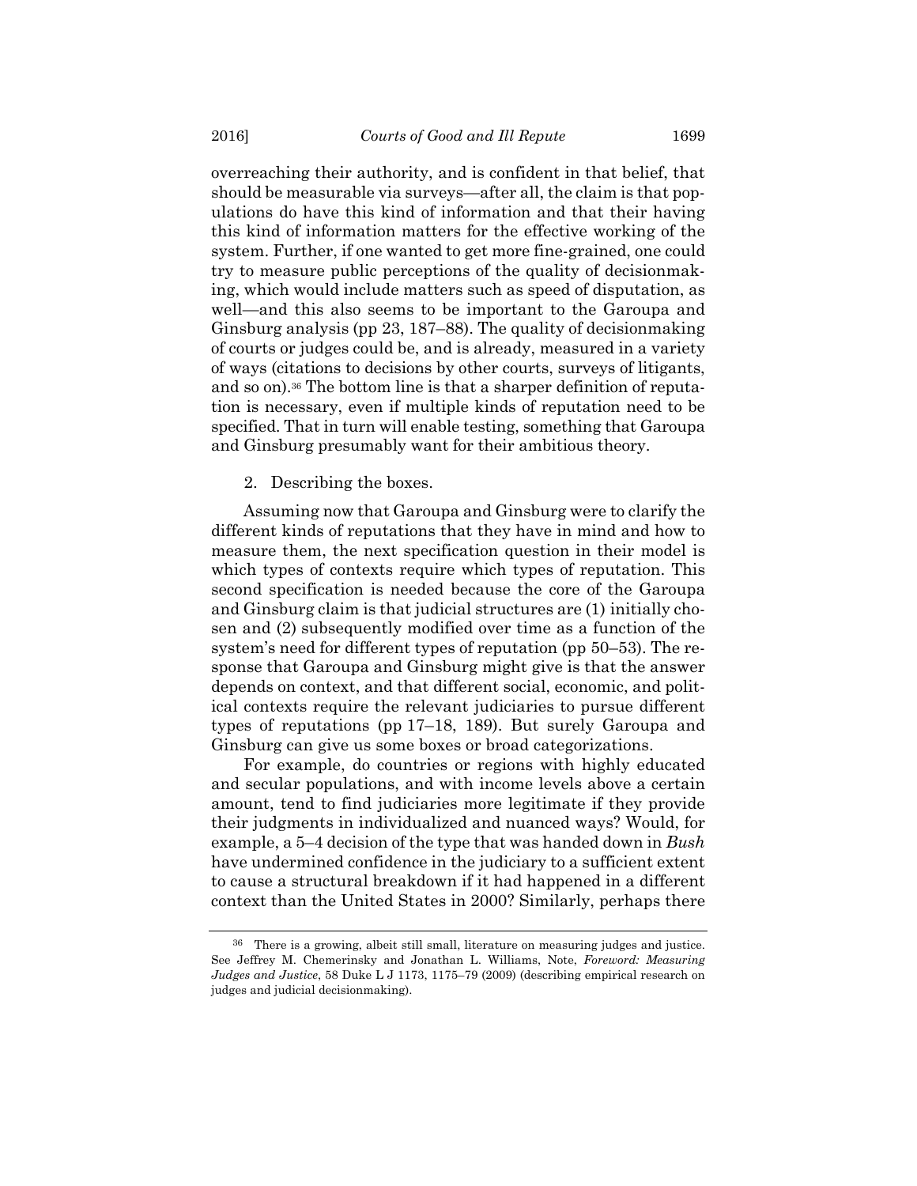overreaching their authority, and is confident in that belief, that should be measurable via surveys—after all, the claim is that populations do have this kind of information and that their having this kind of information matters for the effective working of the system. Further, if one wanted to get more fine-grained, one could try to measure public perceptions of the quality of decisionmaking, which would include matters such as speed of disputation, as well—and this also seems to be important to the Garoupa and Ginsburg analysis (pp 23, 187–88). The quality of decisionmaking of courts or judges could be, and is already, measured in a variety of ways (citations to decisions by other courts, surveys of litigants, and so on).[36] The bottom line is that a sharper definition of reputation is necessary, even if multiple kinds of reputation need to be specified. That in turn will enable testing, something that Garoupa and Ginsburg presumably want for their ambitious theory.

2. Describing the boxes.

Assuming now that Garoupa and Ginsburg were to clarify the different kinds of reputations that they have in mind and how to measure them, the next specification question in their model is which types of contexts require which types of reputation. This second specification is needed because the core of the Garoupa and Ginsburg claim is that judicial structures are (1) initially chosen and (2) subsequently modified over time as a function of the system's need for different types of reputation (pp 50–53). The response that Garoupa and Ginsburg might give is that the answer depends on context, and that different social, economic, and political contexts require the relevant judiciaries to pursue different types of reputations (pp 17–18, 189). But surely Garoupa and Ginsburg can give us some boxes or broad categorizations.

For example, do countries or regions with highly educated and secular populations, and with income levels above a certain amount, tend to find judiciaries more legitimate if they provide their judgments in individualized and nuanced ways? Would, for example, a 5–4 decision of the type that was handed down in *Bush* have undermined confidence in the judiciary to a sufficient extent to cause a structural breakdown if it had happened in a different context than the United States in 2000? Similarly, perhaps there

---

[36] There is a growing, albeit still small, literature on measuring judges and justice. See Jeffrey M. Chemerinsky and Jonathan L. Williams, Note, *Foreword: Measuring Judges and Justice*, 58 Duke L J 1173, 1175–79 (2009) (describing empirical research on judges and judicial decisionmaking).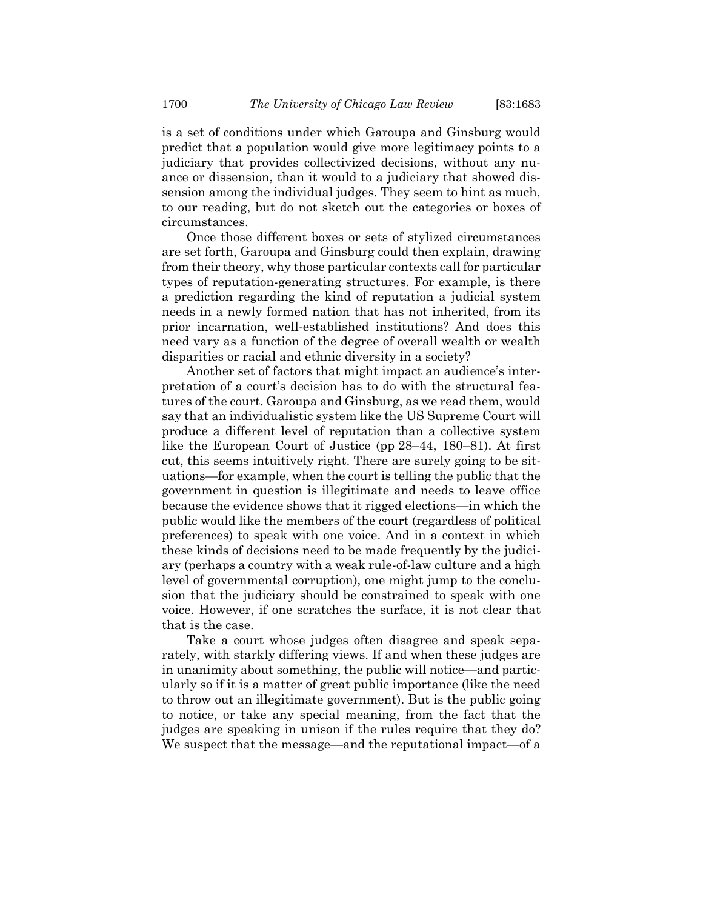is a set of conditions under which Garoupa and Ginsburg would predict that a population would give more legitimacy points to a judiciary that provides collectivized decisions, without any nuance or dissension, than it would to a judiciary that showed dissension among the individual judges. They seem to hint as much, to our reading, but do not sketch out the categories or boxes of circumstances.

Once those different boxes or sets of stylized circumstances are set forth, Garoupa and Ginsburg could then explain, drawing from their theory, why those particular contexts call for particular types of reputation-generating structures. For example, is there a prediction regarding the kind of reputation a judicial system needs in a newly formed nation that has not inherited, from its prior incarnation, well-established institutions? And does this need vary as a function of the degree of overall wealth or wealth disparities or racial and ethnic diversity in a society?

Another set of factors that might impact an audience's interpretation of a court's decision has to do with the structural features of the court. Garoupa and Ginsburg, as we read them, would say that an individualistic system like the US Supreme Court will produce a different level of reputation than a collective system like the European Court of Justice (pp 28–44, 180–81). At first cut, this seems intuitively right. There are surely going to be situations—for example, when the court is telling the public that the government in question is illegitimate and needs to leave office because the evidence shows that it rigged elections—in which the public would like the members of the court (regardless of political preferences) to speak with one voice. And in a context in which these kinds of decisions need to be made frequently by the judiciary (perhaps a country with a weak rule-of-law culture and a high level of governmental corruption), one might jump to the conclusion that the judiciary should be constrained to speak with one voice. However, if one scratches the surface, it is not clear that that is the case.

Take a court whose judges often disagree and speak separately, with starkly differing views. If and when these judges are in unanimity about something, the public will notice—and particularly so if it is a matter of great public importance (like the need to throw out an illegitimate government). But is the public going to notice, or take any special meaning, from the fact that the judges are speaking in unison if the rules require that they do? We suspect that the message—and the reputational impact—of a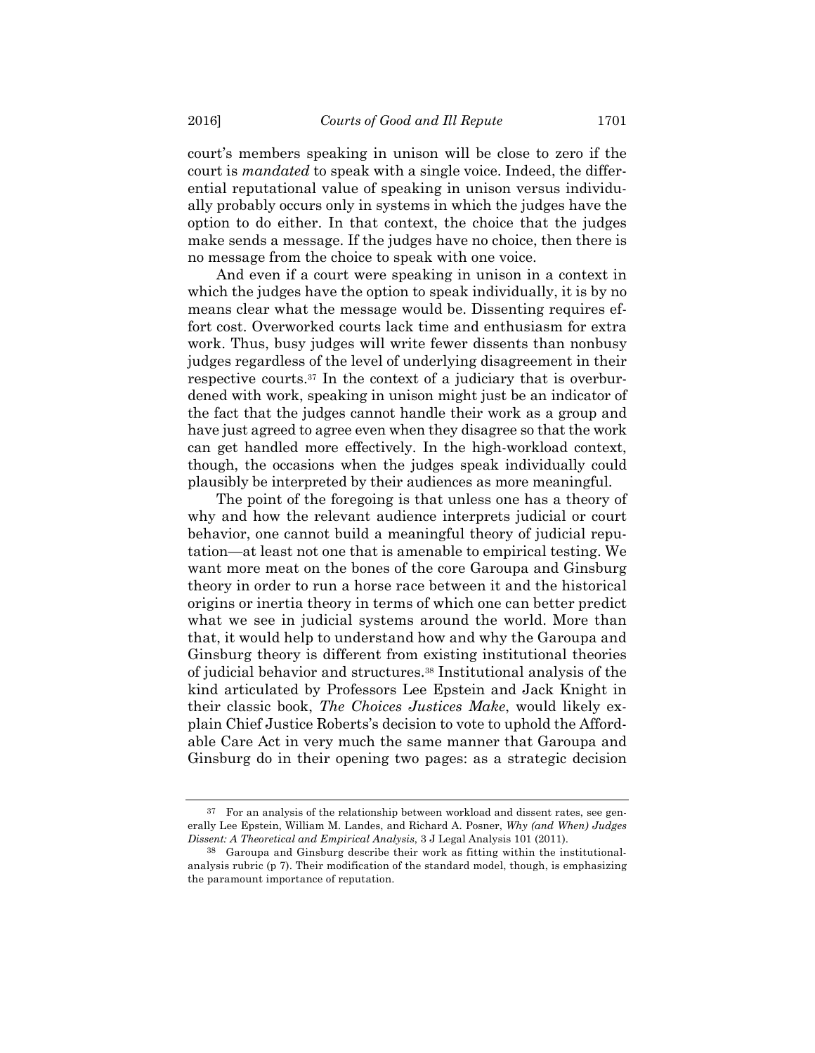court's members speaking in unison will be close to zero if the court is *mandated* to speak with a single voice. Indeed, the differential reputational value of speaking in unison versus individually probably occurs only in systems in which the judges have the option to do either. In that context, the choice that the judges make sends a message. If the judges have no choice, then there is no message from the choice to speak with one voice.

And even if a court were speaking in unison in a context in which the judges have the option to speak individually, it is by no means clear what the message would be. Dissenting requires effort cost. Overworked courts lack time and enthusiasm for extra work. Thus, busy judges will write fewer dissents than nonbusy judges regardless of the level of underlying disagreement in their respective courts.[37] In the context of a judiciary that is overburdened with work, speaking in unison might just be an indicator of the fact that the judges cannot handle their work as a group and have just agreed to agree even when they disagree so that the work can get handled more effectively. In the high-workload context, though, the occasions when the judges speak individually could plausibly be interpreted by their audiences as more meaningful.

The point of the foregoing is that unless one has a theory of why and how the relevant audience interprets judicial or court behavior, one cannot build a meaningful theory of judicial reputation—at least not one that is amenable to empirical testing. We want more meat on the bones of the core Garoupa and Ginsburg theory in order to run a horse race between it and the historical origins or inertia theory in terms of which one can better predict what we see in judicial systems around the world. More than that, it would help to understand how and why the Garoupa and Ginsburg theory is different from existing institutional theories of judicial behavior and structures.[38] Institutional analysis of the kind articulated by Professors Lee Epstein and Jack Knight in their classic book, *The Choices Justices Make*, would likely explain Chief Justice Roberts's decision to vote to uphold the Affordable Care Act in very much the same manner that Garoupa and Ginsburg do in their opening two pages: as a strategic decision

---

[37] For an analysis of the relationship between workload and dissent rates, see generally Lee Epstein, William M. Landes, and Richard A. Posner, *Why (and When) Judges Dissent: A Theoretical and Empirical Analysis*, 3 J Legal Analysis 101 (2011).

[38] Garoupa and Ginsburg describe their work as fitting within the institutional-analysis rubric (p 7). Their modification of the standard model, though, is emphasizing the paramount importance of reputation.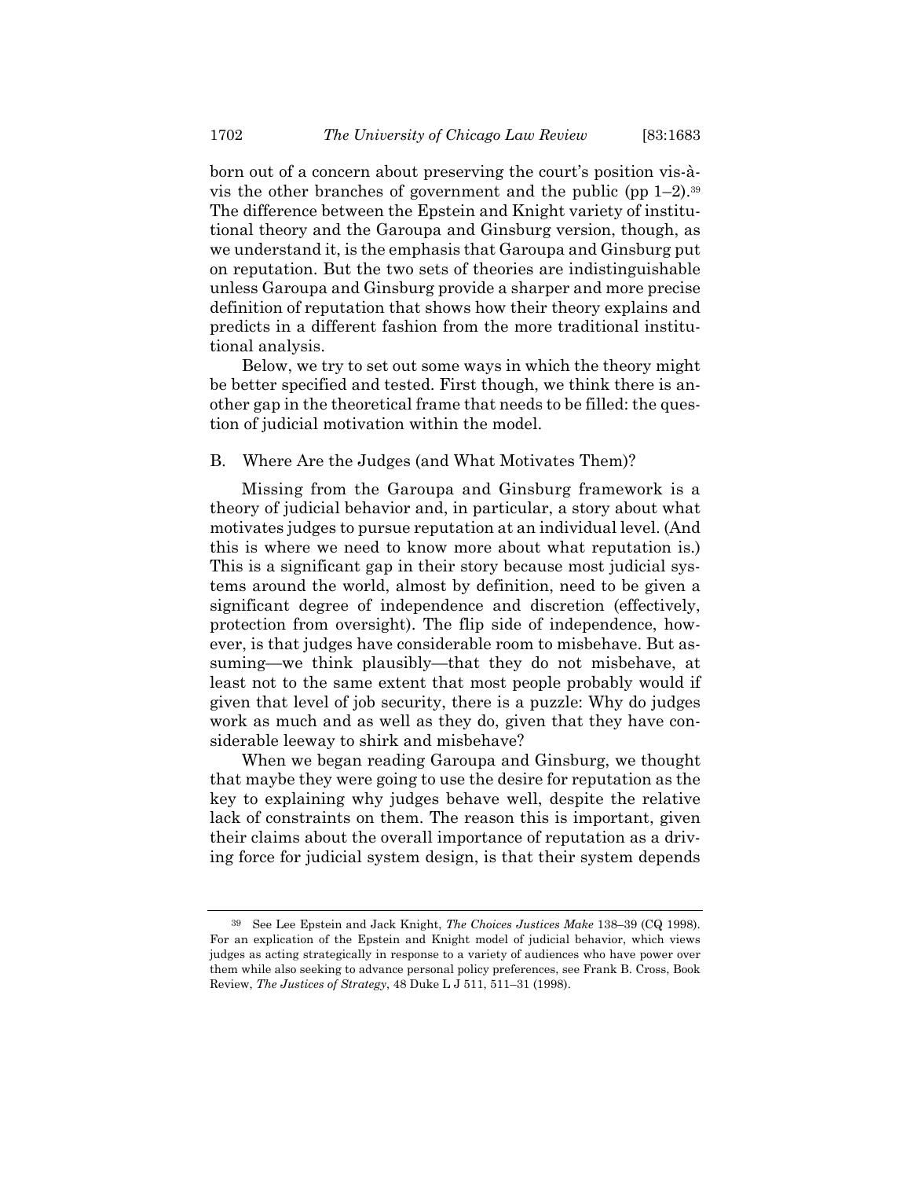born out of a concern about preserving the court's position vis-à-vis the other branches of government and the public (pp 1–2).[39] The difference between the Epstein and Knight variety of institutional theory and the Garoupa and Ginsburg version, though, as we understand it, is the emphasis that Garoupa and Ginsburg put on reputation. But the two sets of theories are indistinguishable unless Garoupa and Ginsburg provide a sharper and more precise definition of reputation that shows how their theory explains and predicts in a different fashion from the more traditional institutional analysis.

Below, we try to set out some ways in which the theory might be better specified and tested. First though, we think there is another gap in the theoretical frame that needs to be filled: the question of judicial motivation within the model.

## B. Where Are the Judges (and What Motivates Them)?

Missing from the Garoupa and Ginsburg framework is a theory of judicial behavior and, in particular, a story about what motivates judges to pursue reputation at an individual level. (And this is where we need to know more about what reputation is.) This is a significant gap in their story because most judicial systems around the world, almost by definition, need to be given a significant degree of independence and discretion (effectively, protection from oversight). The flip side of independence, however, is that judges have considerable room to misbehave. But assuming—we think plausibly—that they do not misbehave, at least not to the same extent that most people probably would if given that level of job security, there is a puzzle: Why do judges work as much and as well as they do, given that they have considerable leeway to shirk and misbehave?

When we began reading Garoupa and Ginsburg, we thought that maybe they were going to use the desire for reputation as the key to explaining why judges behave well, despite the relative lack of constraints on them. The reason this is important, given their claims about the overall importance of reputation as a driving force for judicial system design, is that their system depends

---

[39] See Lee Epstein and Jack Knight, *The Choices Justices Make* 138–39 (CQ 1998). For an explication of the Epstein and Knight model of judicial behavior, which views judges as acting strategically in response to a variety of audiences who have power over them while also seeking to advance personal policy preferences, see Frank B. Cross, Book Review, *The Justices of Strategy*, 48 Duke L J 511, 511–31 (1998).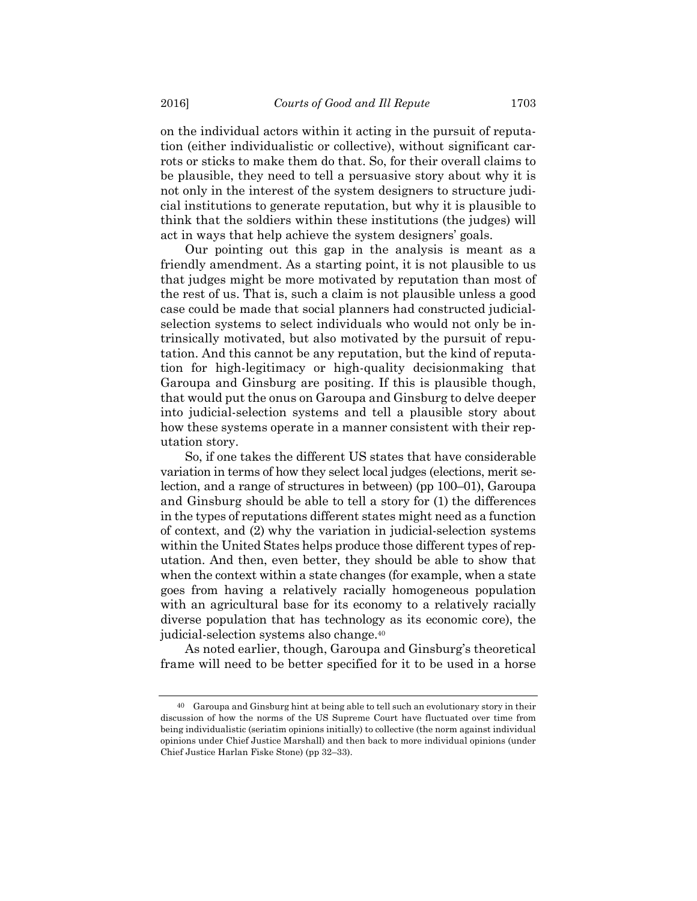on the individual actors within it acting in the pursuit of reputation (either individualistic or collective), without significant carrots or sticks to make them do that. So, for their overall claims to be plausible, they need to tell a persuasive story about why it is not only in the interest of the system designers to structure judicial institutions to generate reputation, but why it is plausible to think that the soldiers within these institutions (the judges) will act in ways that help achieve the system designers' goals.

Our pointing out this gap in the analysis is meant as a friendly amendment. As a starting point, it is not plausible to us that judges might be more motivated by reputation than most of the rest of us. That is, such a claim is not plausible unless a good case could be made that social planners had constructed judicial-selection systems to select individuals who would not only be intrinsically motivated, but also motivated by the pursuit of reputation. And this cannot be any reputation, but the kind of reputation for high-legitimacy or high-quality decisionmaking that Garoupa and Ginsburg are positing. If this is plausible though, that would put the onus on Garoupa and Ginsburg to delve deeper into judicial-selection systems and tell a plausible story about how these systems operate in a manner consistent with their reputation story.

So, if one takes the different US states that have considerable variation in terms of how they select local judges (elections, merit selection, and a range of structures in between) (pp 100–01), Garoupa and Ginsburg should be able to tell a story for (1) the differences in the types of reputations different states might need as a function of context, and (2) why the variation in judicial-selection systems within the United States helps produce those different types of reputation. And then, even better, they should be able to show that when the context within a state changes (for example, when a state goes from having a relatively racially homogeneous population with an agricultural base for its economy to a relatively racially diverse population that has technology as its economic core), the judicial-selection systems also change.[40]

As noted earlier, though, Garoupa and Ginsburg's theoretical frame will need to be better specified for it to be used in a horse

---

[40] Garoupa and Ginsburg hint at being able to tell such an evolutionary story in their discussion of how the norms of the US Supreme Court have fluctuated over time from being individualistic (seriatim opinions initially) to collective (the norm against individual opinions under Chief Justice Marshall) and then back to more individual opinions (under Chief Justice Harlan Fiske Stone) (pp 32–33).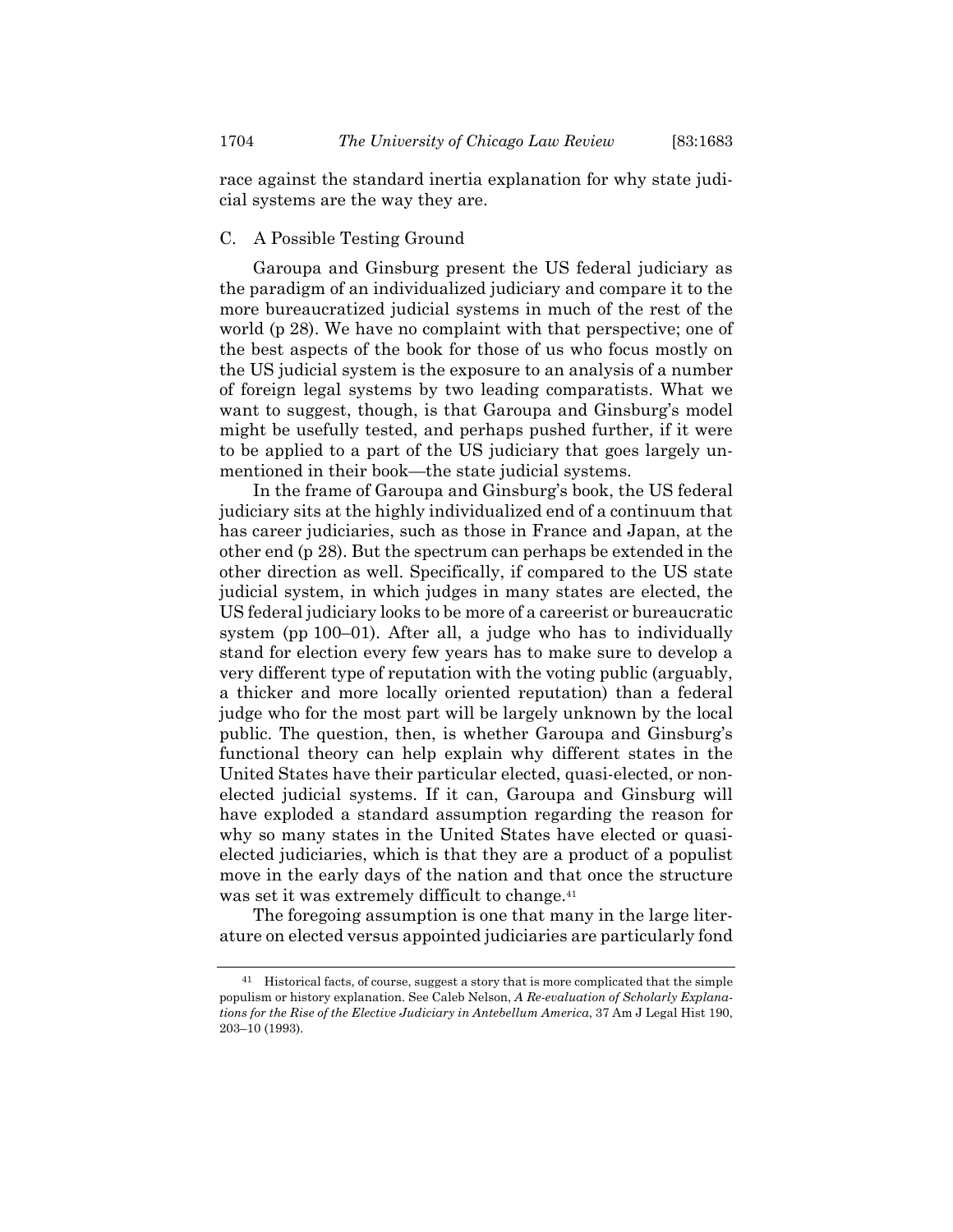race against the standard inertia explanation for why state judicial systems are the way they are.

### C. A Possible Testing Ground

Garoupa and Ginsburg present the US federal judiciary as the paradigm of an individualized judiciary and compare it to the more bureaucratized judicial systems in much of the rest of the world (p 28). We have no complaint with that perspective; one of the best aspects of the book for those of us who focus mostly on the US judicial system is the exposure to an analysis of a number of foreign legal systems by two leading comparatists. What we want to suggest, though, is that Garoupa and Ginsburg's model might be usefully tested, and perhaps pushed further, if it were to be applied to a part of the US judiciary that goes largely unmentioned in their book—the state judicial systems.

In the frame of Garoupa and Ginsburg's book, the US federal judiciary sits at the highly individualized end of a continuum that has career judiciaries, such as those in France and Japan, at the other end (p 28). But the spectrum can perhaps be extended in the other direction as well. Specifically, if compared to the US state judicial system, in which judges in many states are elected, the US federal judiciary looks to be more of a careerist or bureaucratic system (pp 100–01). After all, a judge who has to individually stand for election every few years has to make sure to develop a very different type of reputation with the voting public (arguably, a thicker and more locally oriented reputation) than a federal judge who for the most part will be largely unknown by the local public. The question, then, is whether Garoupa and Ginsburg's functional theory can help explain why different states in the United States have their particular elected, quasi-elected, or non-elected judicial systems. If it can, Garoupa and Ginsburg will have exploded a standard assumption regarding the reason for why so many states in the United States have elected or quasi-elected judiciaries, which is that they are a product of a populist move in the early days of the nation and that once the structure was set it was extremely difficult to change.[41]

The foregoing assumption is one that many in the large literature on elected versus appointed judiciaries are particularly fond

---

[41] Historical facts, of course, suggest a story that is more complicated that the simple populism or history explanation. See Caleb Nelson, *A Re-evaluation of Scholarly Explanations for the Rise of the Elective Judiciary in Antebellum America*, 37 Am J Legal Hist 190, 203–10 (1993).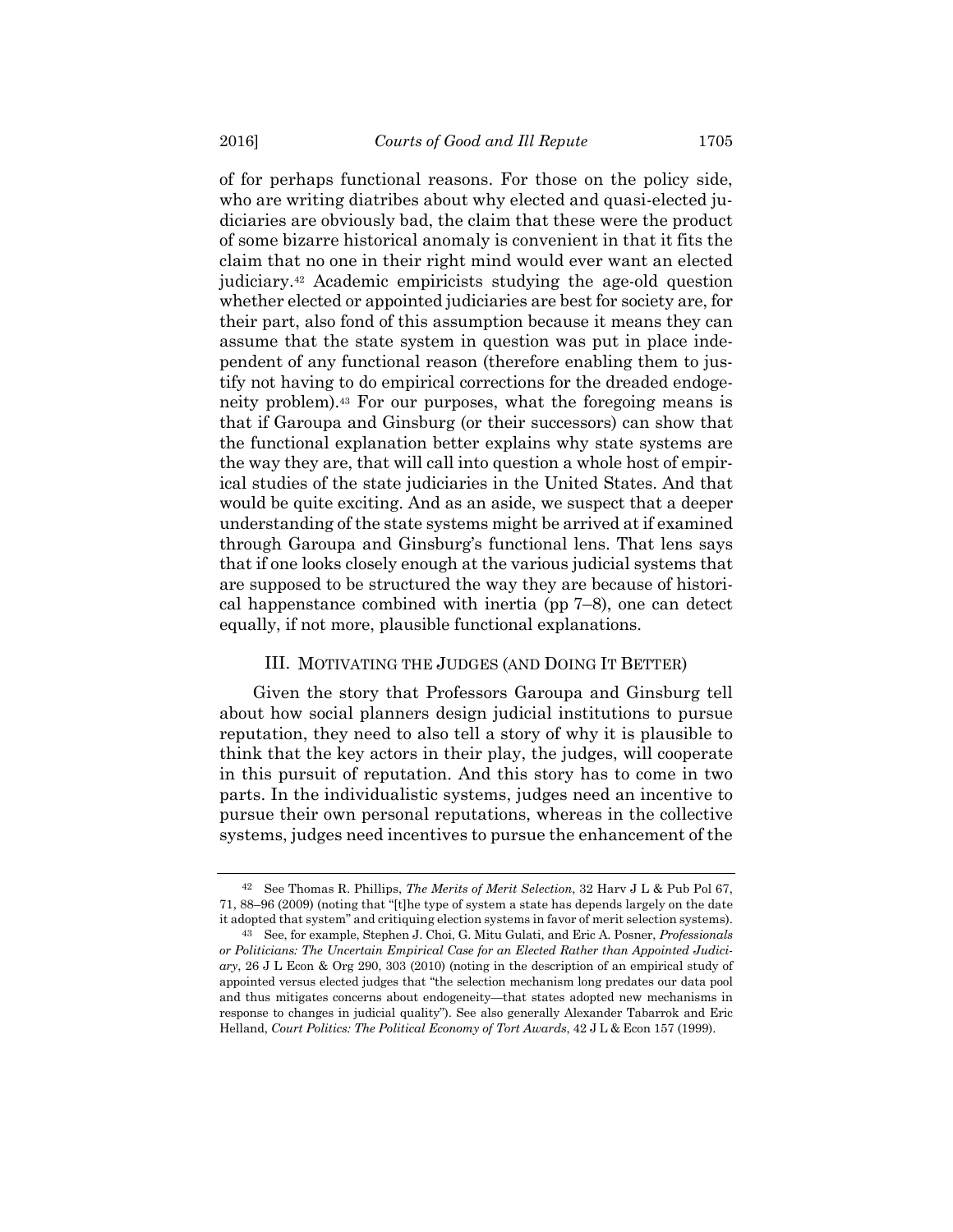of for perhaps functional reasons. For those on the policy side, who are writing diatribes about why elected and quasi-elected judiciaries are obviously bad, the claim that these were the product of some bizarre historical anomaly is convenient in that it fits the claim that no one in their right mind would ever want an elected judiciary.[42] Academic empiricists studying the age-old question whether elected or appointed judiciaries are best for society are, for their part, also fond of this assumption because it means they can assume that the state system in question was put in place independent of any functional reason (therefore enabling them to justify not having to do empirical corrections for the dreaded endogeneity problem).[43] For our purposes, what the foregoing means is that if Garoupa and Ginsburg (or their successors) can show that the functional explanation better explains why state systems are the way they are, that will call into question a whole host of empirical studies of the state judiciaries in the United States. And that would be quite exciting. And as an aside, we suspect that a deeper understanding of the state systems might be arrived at if examined through Garoupa and Ginsburg's functional lens. That lens says that if one looks closely enough at the various judicial systems that are supposed to be structured the way they are because of historical happenstance combined with inertia (pp 7–8), one can detect equally, if not more, plausible functional explanations.

## III. MOTIVATING THE JUDGES (AND DOING IT BETTER)

Given the story that Professors Garoupa and Ginsburg tell about how social planners design judicial institutions to pursue reputation, they need to also tell a story of why it is plausible to think that the key actors in their play, the judges, will cooperate in this pursuit of reputation. And this story has to come in two parts. In the individualistic systems, judges need an incentive to pursue their own personal reputations, whereas in the collective systems, judges need incentives to pursue the enhancement of the

---

[42] See Thomas R. Phillips, *The Merits of Merit Selection*, 32 Harv J L & Pub Pol 67, 71, 88–96 (2009) (noting that "[t]he type of system a state has depends largely on the date it adopted that system" and critiquing election systems in favor of merit selection systems).

[43] See, for example, Stephen J. Choi, G. Mitu Gulati, and Eric A. Posner, *Professionals or Politicians: The Uncertain Empirical Case for an Elected Rather than Appointed Judiciary*, 26 J L Econ & Org 290, 303 (2010) (noting in the description of an empirical study of appointed versus elected judges that "the selection mechanism long predates our data pool and thus mitigates concerns about endogeneity—that states adopted new mechanisms in response to changes in judicial quality"). See also generally Alexander Tabarrok and Eric Helland, *Court Politics: The Political Economy of Tort Awards*, 42 J L & Econ 157 (1999).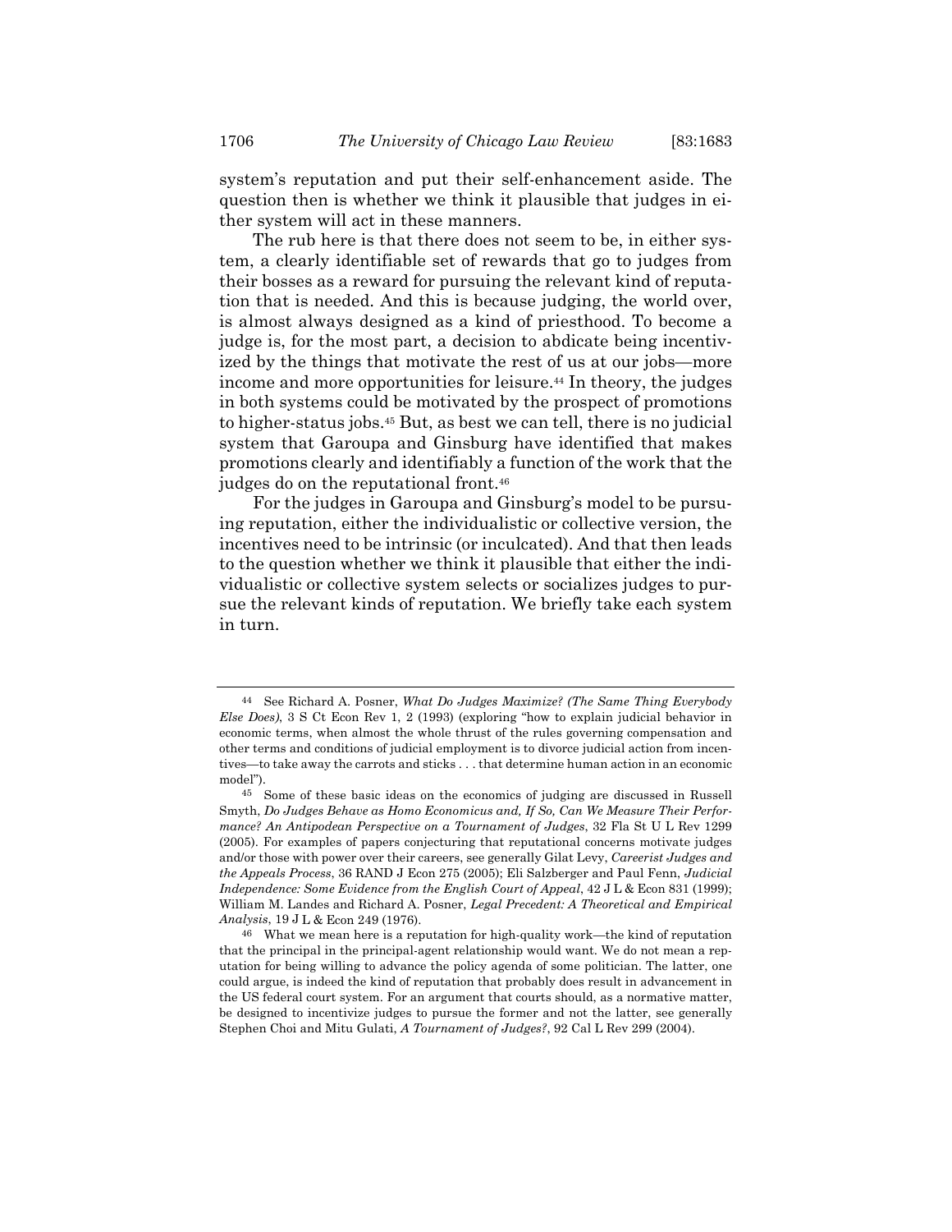system's reputation and put their self-enhancement aside. The question then is whether we think it plausible that judges in either system will act in these manners.

The rub here is that there does not seem to be, in either system, a clearly identifiable set of rewards that go to judges from their bosses as a reward for pursuing the relevant kind of reputation that is needed. And this is because judging, the world over, is almost always designed as a kind of priesthood. To become a judge is, for the most part, a decision to abdicate being incentivized by the things that motivate the rest of us at our jobs—more income and more opportunities for leisure.[44] In theory, the judges in both systems could be motivated by the prospect of promotions to higher-status jobs.[45] But, as best we can tell, there is no judicial system that Garoupa and Ginsburg have identified that makes promotions clearly and identifiably a function of the work that the judges do on the reputational front.[46]

For the judges in Garoupa and Ginsburg's model to be pursuing reputation, either the individualistic or collective version, the incentives need to be intrinsic (or inculcated). And that then leads to the question whether we think it plausible that either the individualistic or collective system selects or socializes judges to pursue the relevant kinds of reputation. We briefly take each system in turn.

---

44 See Richard A. Posner, *What Do Judges Maximize? (The Same Thing Everybody Else Does)*, 3 S Ct Econ Rev 1, 2 (1993) (exploring "how to explain judicial behavior in economic terms, when almost the whole thrust of the rules governing compensation and other terms and conditions of judicial employment is to divorce judicial action from incentives—to take away the carrots and sticks . . . that determine human action in an economic model").

45 Some of these basic ideas on the economics of judging are discussed in Russell Smyth, *Do Judges Behave as Homo Economicus and, If So, Can We Measure Their Performance? An Antipodean Perspective on a Tournament of Judges*, 32 Fla St U L Rev 1299 (2005). For examples of papers conjecturing that reputational concerns motivate judges and/or those with power over their careers, see generally Gilat Levy, *Careerist Judges and the Appeals Process*, 36 RAND J Econ 275 (2005); Eli Salzberger and Paul Fenn, *Judicial Independence: Some Evidence from the English Court of Appeal*, 42 J L & Econ 831 (1999); William M. Landes and Richard A. Posner, *Legal Precedent: A Theoretical and Empirical Analysis*, 19 J L & Econ 249 (1976).

46 What we mean here is a reputation for high-quality work—the kind of reputation that the principal in the principal-agent relationship would want. We do not mean a reputation for being willing to advance the policy agenda of some politician. The latter, one could argue, is indeed the kind of reputation that probably does result in advancement in the US federal court system. For an argument that courts should, as a normative matter, be designed to incentivize judges to pursue the former and not the latter, see generally Stephen Choi and Mitu Gulati, *A Tournament of Judges?*, 92 Cal L Rev 299 (2004).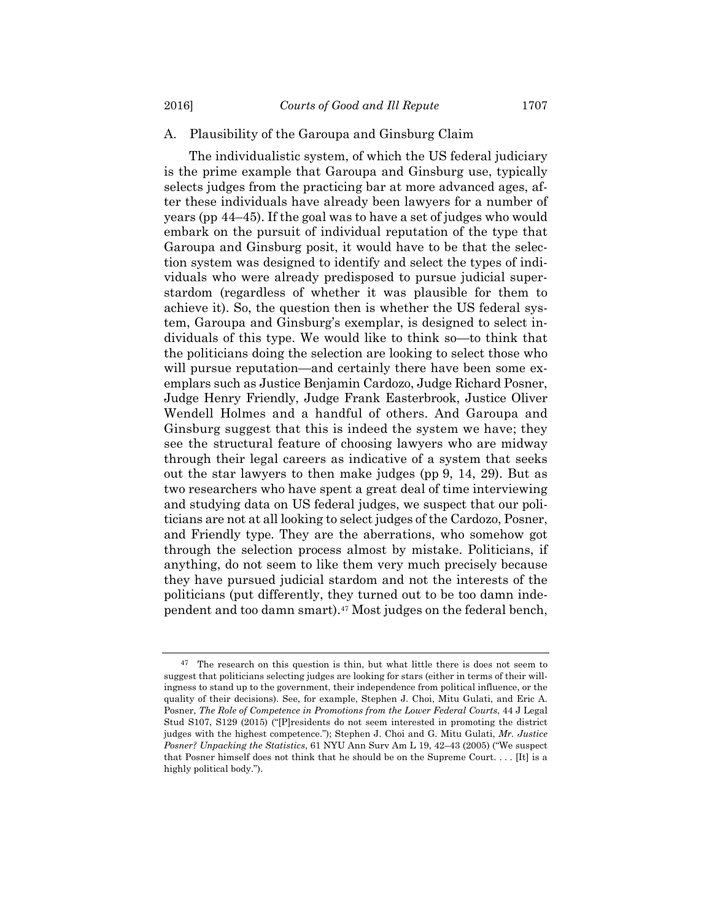### A. Plausibility of the Garoupa and Ginsburg Claim

The individualistic system, of which the US federal judiciary is the prime example that Garoupa and Ginsburg use, typically selects judges from the practicing bar at more advanced ages, after these individuals have already been lawyers for a number of years (pp 44–45). If the goal was to have a set of judges who would embark on the pursuit of individual reputation of the type that Garoupa and Ginsburg posit, it would have to be that the selection system was designed to identify and select the types of individuals who were already predisposed to pursue judicial superstardom (regardless of whether it was plausible for them to achieve it). So, the question then is whether the US federal system, Garoupa and Ginsburg's exemplar, is designed to select individuals of this type. We would like to think so—to think that the politicians doing the selection are looking to select those who will pursue reputation—and certainly there have been some exemplars such as Justice Benjamin Cardozo, Judge Richard Posner, Judge Henry Friendly, Judge Frank Easterbrook, Justice Oliver Wendell Holmes and a handful of others. And Garoupa and Ginsburg suggest that this is indeed the system we have; they see the structural feature of choosing lawyers who are midway through their legal careers as indicative of a system that seeks out the star lawyers to then make judges (pp 9, 14, 29). But as two researchers who have spent a great deal of time interviewing and studying data on US federal judges, we suspect that our politicians are not at all looking to select judges of the Cardozo, Posner, and Friendly type. They are the aberrations, who somehow got through the selection process almost by mistake. Politicians, if anything, do not seem to like them very much precisely because they have pursued judicial stardom and not the interests of the politicians (put differently, they turned out to be too damn independent and too damn smart).[47] Most judges on the federal bench,

[47] The research on this question is thin, but what little there is does not seem to suggest that politicians selecting judges are looking for stars (either in terms of their willingness to stand up to the government, their independence from political influence, or the quality of their decisions). See, for example, Stephen J. Choi, Mitu Gulati, and Eric A. Posner, *The Role of Competence in Promotions from the Lower Federal Courts*, 44 J Legal Stud S107, S129 (2015) ("[P]residents do not seem interested in promoting the district judges with the highest competence."); Stephen J. Choi and G. Mitu Gulati, *Mr. Justice Posner? Unpacking the Statistics*, 61 NYU Ann Surv Am L 19, 42–43 (2005) ("We suspect that Posner himself does not think that he should be on the Supreme Court. . . . [It] is a highly political body.").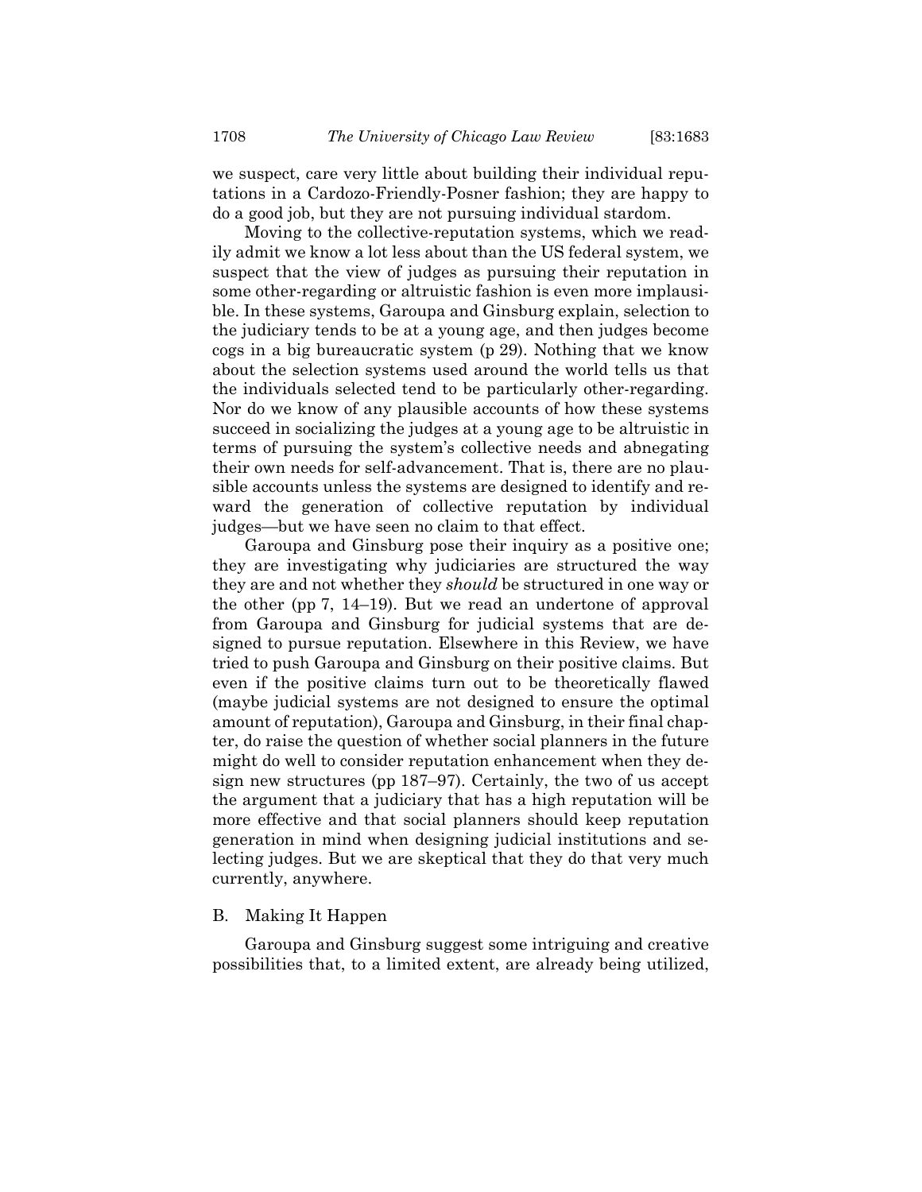we suspect, care very little about building their individual reputations in a Cardozo-Friendly-Posner fashion; they are happy to do a good job, but they are not pursuing individual stardom.

Moving to the collective-reputation systems, which we readily admit we know a lot less about than the US federal system, we suspect that the view of judges as pursuing their reputation in some other-regarding or altruistic fashion is even more implausible. In these systems, Garoupa and Ginsburg explain, selection to the judiciary tends to be at a young age, and then judges become cogs in a big bureaucratic system (p 29). Nothing that we know about the selection systems used around the world tells us that the individuals selected tend to be particularly other-regarding. Nor do we know of any plausible accounts of how these systems succeed in socializing the judges at a young age to be altruistic in terms of pursuing the system's collective needs and abnegating their own needs for self-advancement. That is, there are no plausible accounts unless the systems are designed to identify and reward the generation of collective reputation by individual judges—but we have seen no claim to that effect.

Garoupa and Ginsburg pose their inquiry as a positive one; they are investigating why judiciaries are structured the way they are and not whether they *should* be structured in one way or the other (pp 7, 14–19). But we read an undertone of approval from Garoupa and Ginsburg for judicial systems that are designed to pursue reputation. Elsewhere in this Review, we have tried to push Garoupa and Ginsburg on their positive claims. But even if the positive claims turn out to be theoretically flawed (maybe judicial systems are not designed to ensure the optimal amount of reputation), Garoupa and Ginsburg, in their final chapter, do raise the question of whether social planners in the future might do well to consider reputation enhancement when they design new structures (pp 187–97). Certainly, the two of us accept the argument that a judiciary that has a high reputation will be more effective and that social planners should keep reputation generation in mind when designing judicial institutions and selecting judges. But we are skeptical that they do that very much currently, anywhere.

## B. Making It Happen

Garoupa and Ginsburg suggest some intriguing and creative possibilities that, to a limited extent, are already being utilized,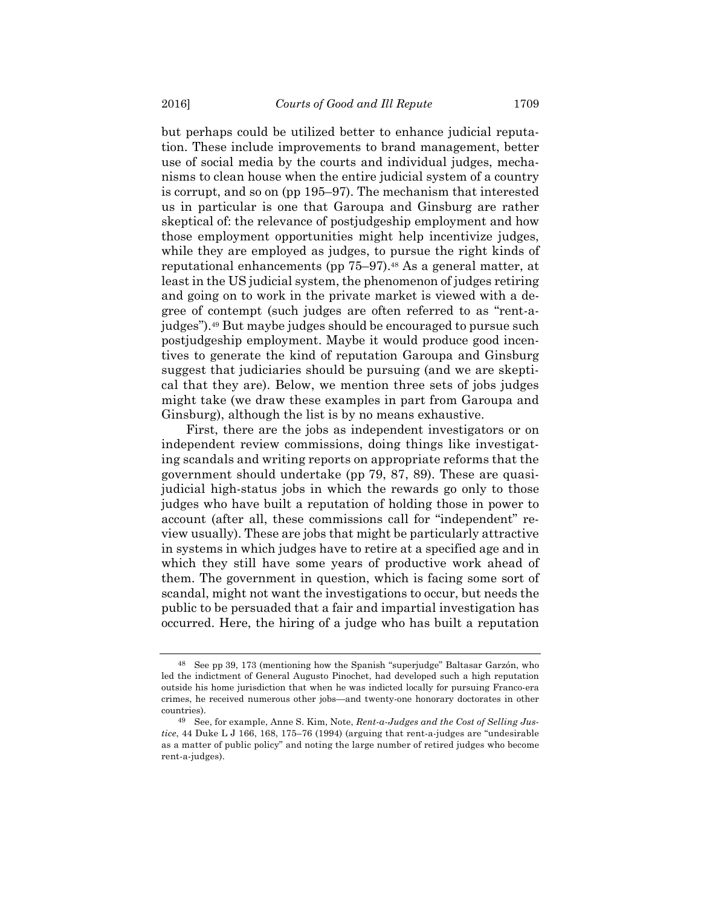but perhaps could be utilized better to enhance judicial reputation. These include improvements to brand management, better use of social media by the courts and individual judges, mechanisms to clean house when the entire judicial system of a country is corrupt, and so on (pp 195–97). The mechanism that interested us in particular is one that Garoupa and Ginsburg are rather skeptical of: the relevance of postjudgeship employment and how those employment opportunities might help incentivize judges, while they are employed as judges, to pursue the right kinds of reputational enhancements (pp 75–97).[48] As a general matter, at least in the US judicial system, the phenomenon of judges retiring and going on to work in the private market is viewed with a degree of contempt (such judges are often referred to as "rent-a-judges").[49] But maybe judges should be encouraged to pursue such postjudgeship employment. Maybe it would produce good incentives to generate the kind of reputation Garoupa and Ginsburg suggest that judiciaries should be pursuing (and we are skeptical that they are). Below, we mention three sets of jobs judges might take (we draw these examples in part from Garoupa and Ginsburg), although the list is by no means exhaustive.

First, there are the jobs as independent investigators or on independent review commissions, doing things like investigating scandals and writing reports on appropriate reforms that the government should undertake (pp 79, 87, 89). These are quasi-judicial high-status jobs in which the rewards go only to those judges who have built a reputation of holding those in power to account (after all, these commissions call for "independent" review usually). These are jobs that might be particularly attractive in systems in which judges have to retire at a specified age and in which they still have some years of productive work ahead of them. The government in question, which is facing some sort of scandal, might not want the investigations to occur, but needs the public to be persuaded that a fair and impartial investigation has occurred. Here, the hiring of a judge who has built a reputation

---

[48] See pp 39, 173 (mentioning how the Spanish "superjudge" Baltasar Garzón, who led the indictment of General Augusto Pinochet, had developed such a high reputation outside his home jurisdiction that when he was indicted locally for pursuing Franco-era crimes, he received numerous other jobs—and twenty-one honorary doctorates in other countries).

[49] See, for example, Anne S. Kim, Note, *Rent-a-Judges and the Cost of Selling Justice*, 44 Duke L J 166, 168, 175–76 (1994) (arguing that rent-a-judges are "undesirable as a matter of public policy" and noting the large number of retired judges who become rent-a-judges).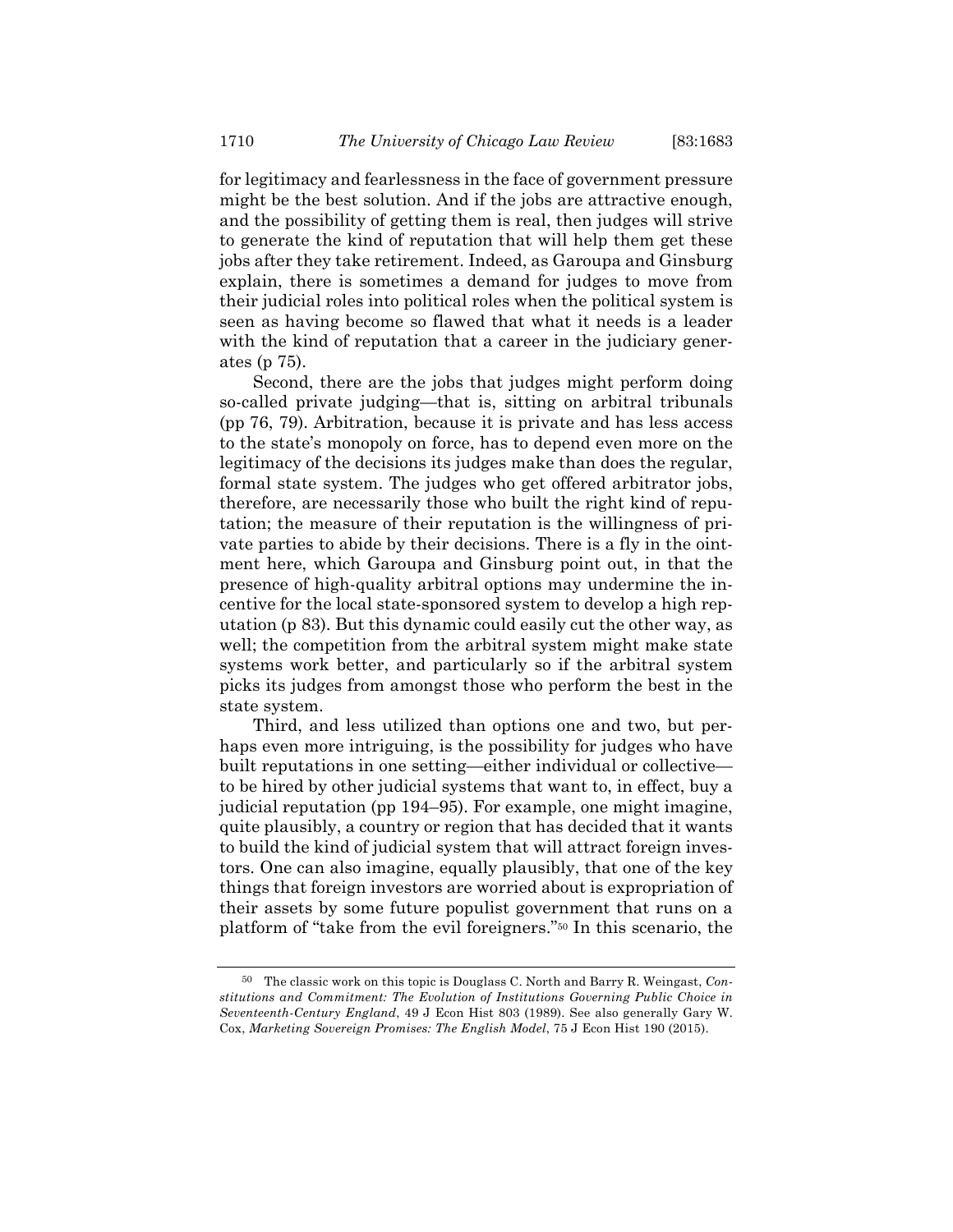for legitimacy and fearlessness in the face of government pressure might be the best solution. And if the jobs are attractive enough, and the possibility of getting them is real, then judges will strive to generate the kind of reputation that will help them get these jobs after they take retirement. Indeed, as Garoupa and Ginsburg explain, there is sometimes a demand for judges to move from their judicial roles into political roles when the political system is seen as having become so flawed that what it needs is a leader with the kind of reputation that a career in the judiciary generates (p 75).

Second, there are the jobs that judges might perform doing so-called private judging—that is, sitting on arbitral tribunals (pp 76, 79). Arbitration, because it is private and has less access to the state's monopoly on force, has to depend even more on the legitimacy of the decisions its judges make than does the regular, formal state system. The judges who get offered arbitrator jobs, therefore, are necessarily those who built the right kind of reputation; the measure of their reputation is the willingness of private parties to abide by their decisions. There is a fly in the ointment here, which Garoupa and Ginsburg point out, in that the presence of high-quality arbitral options may undermine the incentive for the local state-sponsored system to develop a high reputation (p 83). But this dynamic could easily cut the other way, as well; the competition from the arbitral system might make state systems work better, and particularly so if the arbitral system picks its judges from amongst those who perform the best in the state system.

Third, and less utilized than options one and two, but perhaps even more intriguing, is the possibility for judges who have built reputations in one setting—either individual or collective—to be hired by other judicial systems that want to, in effect, buy a judicial reputation (pp 194–95). For example, one might imagine, quite plausibly, a country or region that has decided that it wants to build the kind of judicial system that will attract foreign investors. One can also imagine, equally plausibly, that one of the key things that foreign investors are worried about is expropriation of their assets by some future populist government that runs on a platform of "take from the evil foreigners."[50] In this scenario, the

---

[50] The classic work on this topic is Douglass C. North and Barry R. Weingast, *Constitutions and Commitment: The Evolution of Institutions Governing Public Choice in Seventeenth-Century England*, 49 J Econ Hist 803 (1989). See also generally Gary W. Cox, *Marketing Sovereign Promises: The English Model*, 75 J Econ Hist 190 (2015).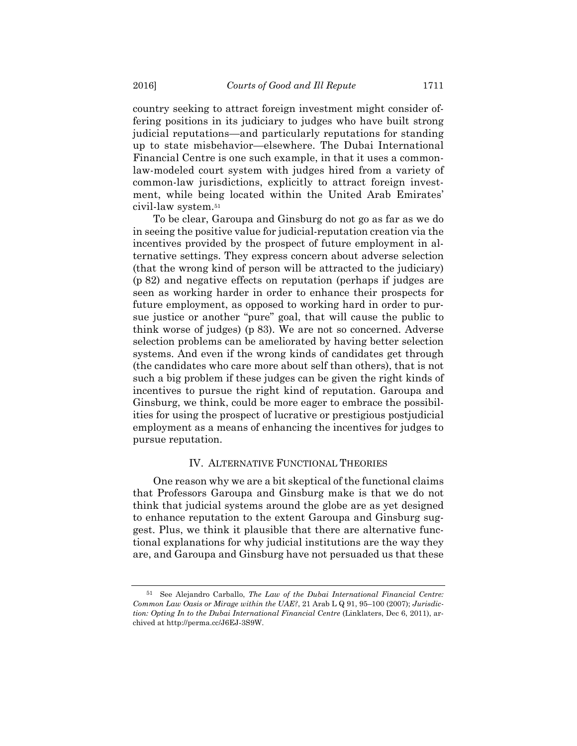country seeking to attract foreign investment might consider offering positions in its judiciary to judges who have built strong judicial reputations—and particularly reputations for standing up to state misbehavior—elsewhere. The Dubai International Financial Centre is one such example, in that it uses a common-law-modeled court system with judges hired from a variety of common-law jurisdictions, explicitly to attract foreign investment, while being located within the United Arab Emirates' civil-law system.[51]

To be clear, Garoupa and Ginsburg do not go as far as we do in seeing the positive value for judicial-reputation creation via the incentives provided by the prospect of future employment in alternative settings. They express concern about adverse selection (that the wrong kind of person will be attracted to the judiciary) (p 82) and negative effects on reputation (perhaps if judges are seen as working harder in order to enhance their prospects for future employment, as opposed to working hard in order to pursue justice or another "pure" goal, that will cause the public to think worse of judges) (p 83). We are not so concerned. Adverse selection problems can be ameliorated by having better selection systems. And even if the wrong kinds of candidates get through (the candidates who care more about self than others), that is not such a big problem if these judges can be given the right kinds of incentives to pursue the right kind of reputation. Garoupa and Ginsburg, we think, could be more eager to embrace the possibilities for using the prospect of lucrative or prestigious postjudicial employment as a means of enhancing the incentives for judges to pursue reputation.

## IV. Alternative Functional Theories

One reason why we are a bit skeptical of the functional claims that Professors Garoupa and Ginsburg make is that we do not think that judicial systems around the globe are as yet designed to enhance reputation to the extent Garoupa and Ginsburg suggest. Plus, we think it plausible that there are alternative functional explanations for why judicial institutions are the way they are, and Garoupa and Ginsburg have not persuaded us that these

---

[51] See Alejandro Carballo, *The Law of the Dubai International Financial Centre: Common Law Oasis or Mirage within the UAE?*, 21 Arab L Q 91, 95–100 (2007); *Jurisdiction: Opting In to the Dubai International Financial Centre* (Linklaters, Dec 6, 2011), archived at http://perma.cc/J6EJ-3S9W.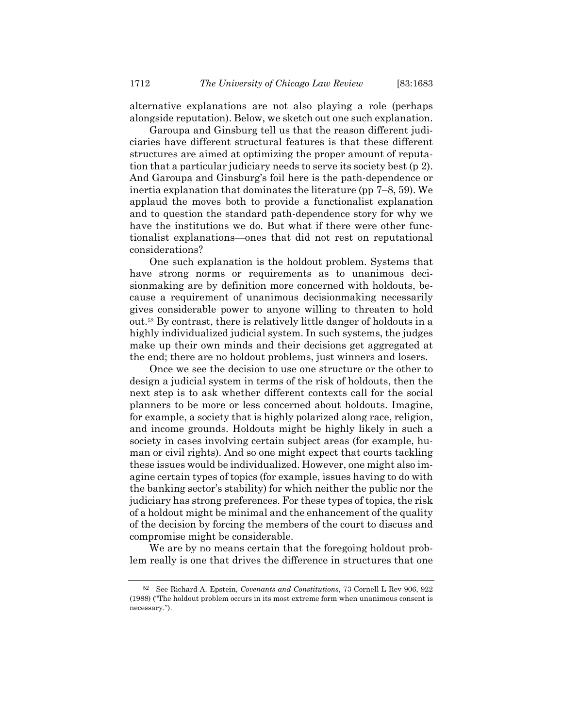alternative explanations are not also playing a role (perhaps alongside reputation). Below, we sketch out one such explanation.

Garoupa and Ginsburg tell us that the reason different judiciaries have different structural features is that these different structures are aimed at optimizing the proper amount of reputation that a particular judiciary needs to serve its society best (p 2). And Garoupa and Ginsburg's foil here is the path-dependence or inertia explanation that dominates the literature (pp 7–8, 59). We applaud the moves both to provide a functionalist explanation and to question the standard path-dependence story for why we have the institutions we do. But what if there were other functionalist explanations—ones that did not rest on reputational considerations?

One such explanation is the holdout problem. Systems that have strong norms or requirements as to unanimous decisionmaking are by definition more concerned with holdouts, because a requirement of unanimous decisionmaking necessarily gives considerable power to anyone willing to threaten to hold out.[52] By contrast, there is relatively little danger of holdouts in a highly individualized judicial system. In such systems, the judges make up their own minds and their decisions get aggregated at the end; there are no holdout problems, just winners and losers.

Once we see the decision to use one structure or the other to design a judicial system in terms of the risk of holdouts, then the next step is to ask whether different contexts call for the social planners to be more or less concerned about holdouts. Imagine, for example, a society that is highly polarized along race, religion, and income grounds. Holdouts might be highly likely in such a society in cases involving certain subject areas (for example, human or civil rights). And so one might expect that courts tackling these issues would be individualized. However, one might also imagine certain types of topics (for example, issues having to do with the banking sector's stability) for which neither the public nor the judiciary has strong preferences. For these types of topics, the risk of a holdout might be minimal and the enhancement of the quality of the decision by forcing the members of the court to discuss and compromise might be considerable.

We are by no means certain that the foregoing holdout problem really is one that drives the difference in structures that one

---

[52] See Richard A. Epstein, *Covenants and Constitutions*, 73 Cornell L Rev 906, 922 (1988) ("The holdout problem occurs in its most extreme form when unanimous consent is necessary.").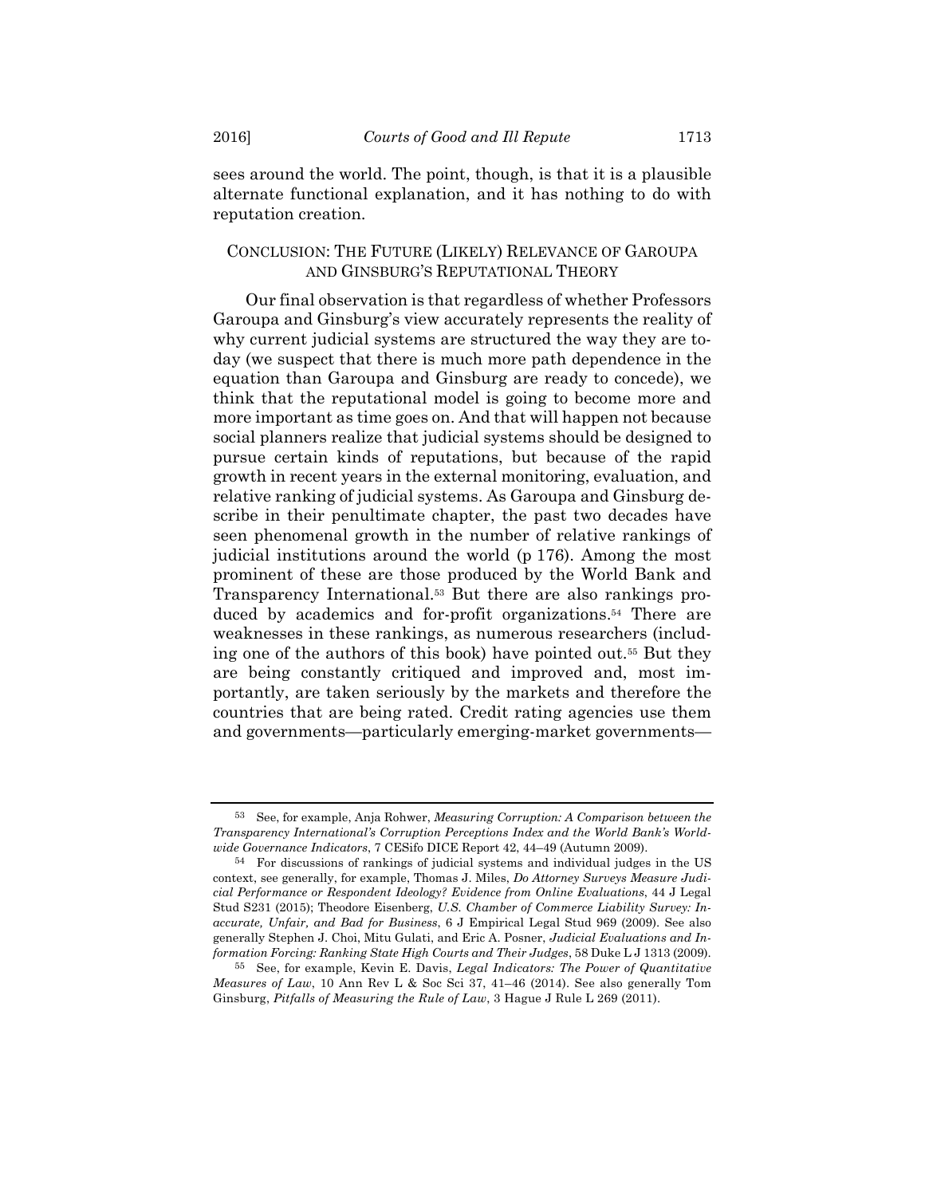sees around the world. The point, though, is that it is a plausible alternate functional explanation, and it has nothing to do with reputation creation.

## CONCLUSION: THE FUTURE (LIKELY) RELEVANCE OF GAROUPA AND GINSBURG'S REPUTATIONAL THEORY

Our final observation is that regardless of whether Professors Garoupa and Ginsburg's view accurately represents the reality of why current judicial systems are structured the way they are today (we suspect that there is much more path dependence in the equation than Garoupa and Ginsburg are ready to concede), we think that the reputational model is going to become more and more important as time goes on. And that will happen not because social planners realize that judicial systems should be designed to pursue certain kinds of reputations, but because of the rapid growth in recent years in the external monitoring, evaluation, and relative ranking of judicial systems. As Garoupa and Ginsburg describe in their penultimate chapter, the past two decades have seen phenomenal growth in the number of relative rankings of judicial institutions around the world (p 176). Among the most prominent of these are those produced by the World Bank and Transparency International.[53] But there are also rankings produced by academics and for-profit organizations.[54] There are weaknesses in these rankings, as numerous researchers (including one of the authors of this book) have pointed out.[55] But they are being constantly critiqued and improved and, most importantly, are taken seriously by the markets and therefore the countries that are being rated. Credit rating agencies use them and governments—particularly emerging-market governments—

---

[53] See, for example, Anja Rohwer, *Measuring Corruption: A Comparison between the Transparency International's Corruption Perceptions Index and the World Bank's Worldwide Governance Indicators*, 7 CESifo DICE Report 42, 44–49 (Autumn 2009).

[54] For discussions of rankings of judicial systems and individual judges in the US context, see generally, for example, Thomas J. Miles, *Do Attorney Surveys Measure Judicial Performance or Respondent Ideology? Evidence from Online Evaluations*, 44 J Legal Stud S231 (2015); Theodore Eisenberg, *U.S. Chamber of Commerce Liability Survey: Inaccurate, Unfair, and Bad for Business*, 6 J Empirical Legal Stud 969 (2009). See also generally Stephen J. Choi, Mitu Gulati, and Eric A. Posner, *Judicial Evaluations and Information Forcing: Ranking State High Courts and Their Judges*, 58 Duke L J 1313 (2009).

[55] See, for example, Kevin E. Davis, *Legal Indicators: The Power of Quantitative Measures of Law*, 10 Ann Rev L & Soc Sci 37, 41–46 (2014). See also generally Tom Ginsburg, *Pitfalls of Measuring the Rule of Law*, 3 Hague J Rule L 269 (2011).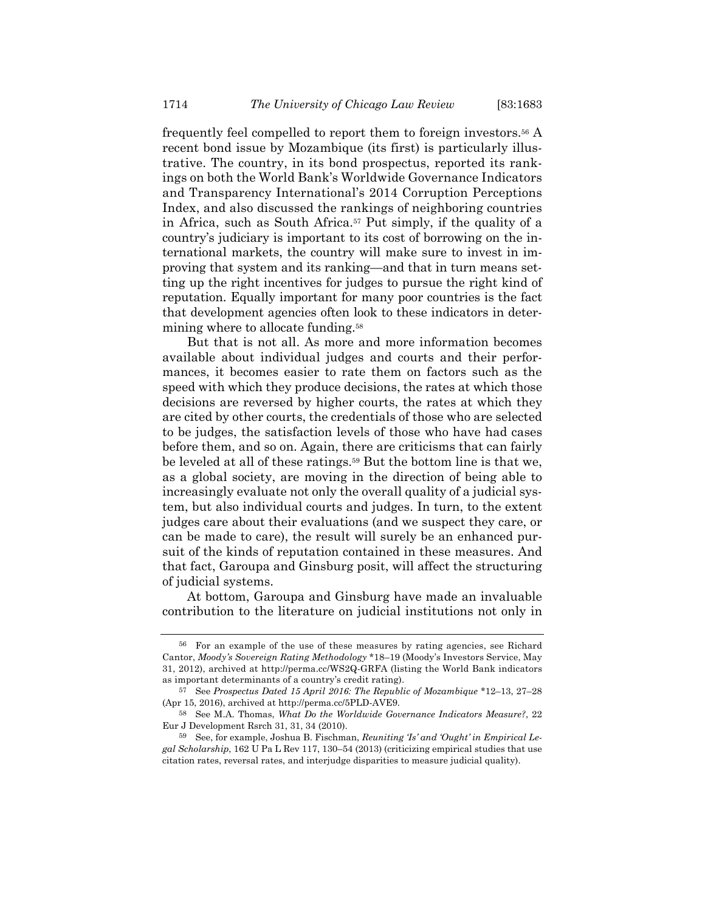frequently feel compelled to report them to foreign investors.[56] A recent bond issue by Mozambique (its first) is particularly illustrative. The country, in its bond prospectus, reported its rankings on both the World Bank's Worldwide Governance Indicators and Transparency International's 2014 Corruption Perceptions Index, and also discussed the rankings of neighboring countries in Africa, such as South Africa.[57] Put simply, if the quality of a country's judiciary is important to its cost of borrowing on the international markets, the country will make sure to invest in improving that system and its ranking—and that in turn means setting up the right incentives for judges to pursue the right kind of reputation. Equally important for many poor countries is the fact that development agencies often look to these indicators in determining where to allocate funding.[58]

But that is not all. As more and more information becomes available about individual judges and courts and their performances, it becomes easier to rate them on factors such as the speed with which they produce decisions, the rates at which those decisions are reversed by higher courts, the rates at which they are cited by other courts, the credentials of those who are selected to be judges, the satisfaction levels of those who have had cases before them, and so on. Again, there are criticisms that can fairly be leveled at all of these ratings.[59] But the bottom line is that we, as a global society, are moving in the direction of being able to increasingly evaluate not only the overall quality of a judicial system, but also individual courts and judges. In turn, to the extent judges care about their evaluations (and we suspect they care, or can be made to care), the result will surely be an enhanced pursuit of the kinds of reputation contained in these measures. And that fact, Garoupa and Ginsburg posit, will affect the structuring of judicial systems.

At bottom, Garoupa and Ginsburg have made an invaluable contribution to the literature on judicial institutions not only in

---

[56] For an example of the use of these measures by rating agencies, see Richard Cantor, *Moody's Sovereign Rating Methodology* *18–19 (Moody's Investors Service, May 31, 2012), archived at http://perma.cc/WS2Q-GRFA (listing the World Bank indicators as important determinants of a country's credit rating).

[57] See *Prospectus Dated 15 April 2016: The Republic of Mozambique* *12–13, 27–28 (Apr 15, 2016), archived at http://perma.cc/5PLD-AVE9.

[58] See M.A. Thomas, *What Do the Worldwide Governance Indicators Measure?*, 22 Eur J Development Rsrch 31, 31, 34 (2010).

[59] See, for example, Joshua B. Fischman, *Reuniting 'Is' and 'Ought' in Empirical Legal Scholarship*, 162 U Pa L Rev 117, 130–54 (2013) (criticizing empirical studies that use citation rates, reversal rates, and interjudge disparities to measure judicial quality).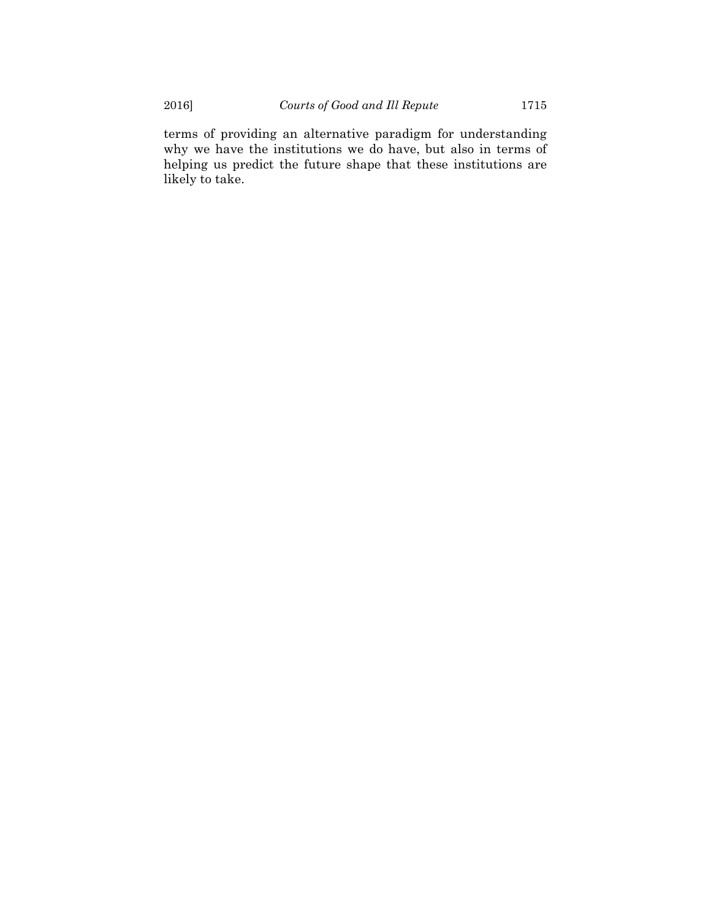terms of providing an alternative paradigm for understanding why we have the institutions we do have, but also in terms of helping us predict the future shape that these institutions are likely to take.